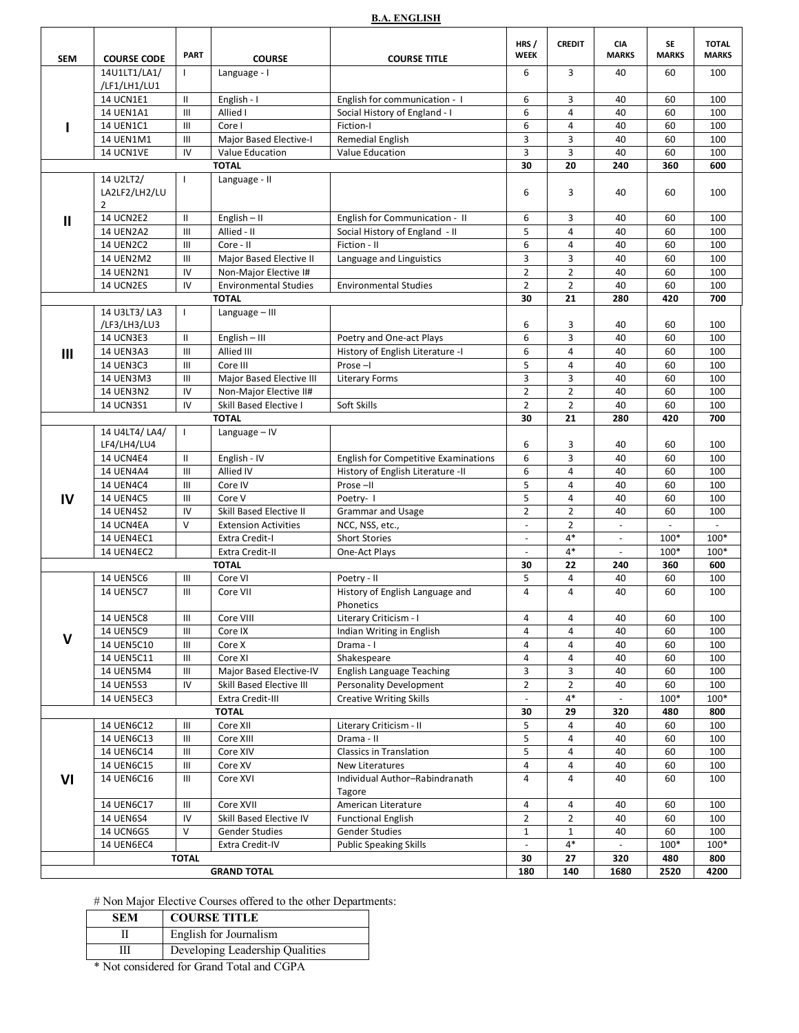**B.A. ENGLISH**

| SEM | COURSE CODE | PART | COURSE | COURSE TITLE | HRS / WEEK | CREDIT | CIA MARKS | SE MARKS | TOTAL MARKS |
|---|---|---|---|---|---|---|---|---|---|
| I | 14U1LT1/LA1/ /LF1/LH1/LU1 | I | Language - I | | 6 | 3 | 40 | 60 | 100 |
| | 14 UCN1E1 | II | English - I | English for communication - I | 6 | 3 | 40 | 60 | 100 |
| | 14 UEN1A1 | III | Allied I | Social History of England - I | 6 | 4 | 40 | 60 | 100 |
| | 14 UEN1C1 | III | Core I | Fiction-I | 6 | 4 | 40 | 60 | 100 |
| | 14 UEN1M1 | III | Major Based Elective-I | Remedial English | 3 | 3 | 40 | 60 | 100 |
| | 14 UCN1VE | IV | Value Education | Value Education | 3 | 3 | 40 | 60 | 100 |
| | | | TOTAL | | 30 | 20 | 240 | 360 | 600 |
| II | 14 U2LT2/ LA2LF2/LH2/LU 2 | I | Language - II | | 6 | 3 | 40 | 60 | 100 |
| | 14 UCN2E2 | II | English – II | English for Communication - II | 6 | 3 | 40 | 60 | 100 |
| | 14 UEN2A2 | III | Allied - II | Social History of England - II | 5 | 4 | 40 | 60 | 100 |
| | 14 UEN2C2 | III | Core - II | Fiction - II | 6 | 4 | 40 | 60 | 100 |
| | 14 UEN2M2 | III | Major Based Elective II | Language and Linguistics | 3 | 3 | 40 | 60 | 100 |
| | 14 UEN2N1 | IV | Non-Major Elective I# | | 2 | 2 | 40 | 60 | 100 |
| | 14 UCN2ES | IV | Environmental Studies | Environmental Studies | 2 | 2 | 40 | 60 | 100 |
| | | | TOTAL | | 30 | 21 | 280 | 420 | 700 |
| III | 14 U3LT3/ LA3 /LF3/LH3/LU3 | I | Language – III | | 6 | 3 | 40 | 60 | 100 |
| | 14 UCN3E3 | II | English – III | Poetry and One-act Plays | 6 | 3 | 40 | 60 | 100 |
| | 14 UEN3A3 | III | Allied III | History of English Literature -I | 6 | 4 | 40 | 60 | 100 |
| | 14 UEN3C3 | III | Core III | Prose –I | 5 | 4 | 40 | 60 | 100 |
| | 14 UEN3M3 | III | Major Based Elective III | Literary Forms | 3 | 3 | 40 | 60 | 100 |
| | 14 UEN3N2 | IV | Non-Major Elective II# | | 2 | 2 | 40 | 60 | 100 |
| | 14 UCN3S1 | IV | Skill Based Elective I | Soft Skills | 2 | 2 | 40 | 60 | 100 |
| | | | TOTAL | | 30 | 21 | 280 | 420 | 700 |
| IV | 14 U4LT4/ LA4/ LF4/LH4/LU4 | I | Language – IV | | 6 | 3 | 40 | 60 | 100 |
| | 14 UCN4E4 | II | English - IV | English for Competitive Examinations | 6 | 3 | 40 | 60 | 100 |
| | 14 UEN4A4 | III | Allied IV | History of English Literature -II | 6 | 4 | 40 | 60 | 100 |
| | 14 UEN4C4 | III | Core IV | Prose –II | 5 | 4 | 40 | 60 | 100 |
| | 14 UEN4C5 | III | Core V | Poetry- I | 5 | 4 | 40 | 60 | 100 |
| | 14 UEN4S2 | IV | Skill Based Elective II | Grammar and Usage | 2 | 2 | 40 | 60 | 100 |
| | 14 UCN4EA | V | Extension Activities | NCC, NSS, etc., | - | 2 | - | - | - |
| | 14 UEN4EC1 | | Extra Credit-I | Short Stories | - | 4* | - | 100* | 100* |
| | 14 UEN4EC2 | | Extra Credit-II | One-Act Plays | - | 4* | - | 100* | 100* |
| | | | TOTAL | | 30 | 22 | 240 | 360 | 600 |
| V | 14 UEN5C6 | III | Core VI | Poetry - II | 5 | 4 | 40 | 60 | 100 |
| | 14 UEN5C7 | III | Core VII | History of English Language and Phonetics | 4 | 4 | 40 | 60 | 100 |
| | 14 UEN5C8 | III | Core VIII | Literary Criticism - I | 4 | 4 | 40 | 60 | 100 |
| | 14 UEN5C9 | III | Core IX | Indian Writing in English | 4 | 4 | 40 | 60 | 100 |
| | 14 UEN5C10 | III | Core X | Drama - I | 4 | 4 | 40 | 60 | 100 |
| | 14 UEN5C11 | III | Core XI | Shakespeare | 4 | 4 | 40 | 60 | 100 |
| | 14 UEN5M4 | III | Major Based Elective-IV | English Language Teaching | 3 | 3 | 40 | 60 | 100 |
| | 14 UEN5S3 | IV | Skill Based Elective III | Personality Development | 2 | 2 | 40 | 60 | 100 |
| | 14 UEN5EC3 | | Extra Credit-III | Creative Writing Skills | - | 4* | - | 100* | 100* |
| | | | TOTAL | | 30 | 29 | 320 | 480 | 800 |
| VI | 14 UEN6C12 | III | Core XII | Literary Criticism - II | 5 | 4 | 40 | 60 | 100 |
| | 14 UEN6C13 | III | Core XIII | Drama - II | 5 | 4 | 40 | 60 | 100 |
| | 14 UEN6C14 | III | Core XIV | Classics in Translation | 5 | 4 | 40 | 60 | 100 |
| | 14 UEN6C15 | III | Core XV | New Literatures | 4 | 4 | 40 | 60 | 100 |
| | 14 UEN6C16 | III | Core XVI | Individual Author–Rabindranath Tagore | 4 | 4 | 40 | 60 | 100 |
| | 14 UEN6C17 | III | Core XVII | American Literature | 4 | 4 | 40 | 60 | 100 |
| | 14 UEN6S4 | IV | Skill Based Elective IV | Functional English | 2 | 2 | 40 | 60 | 100 |
| | 14 UCN6GS | V | Gender Studies | Gender Studies | 1 | 1 | 40 | 60 | 100 |
| | 14 UEN6EC4 | | Extra Credit-IV | Public Speaking Skills | - | 4* | - | 100* | 100* |
| | | TOTAL | | | 30 | 27 | 320 | 480 | 800 |
| | | | GRAND TOTAL | | 180 | 140 | 1680 | 2520 | 4200 |

# Non Major Elective Courses offered to the other Departments:

| SEM | COURSE TITLE |
|---|---|
| II | English for Journalism |
| III | Developing Leadership Qualities |

* Not considered for Grand Total and CGPA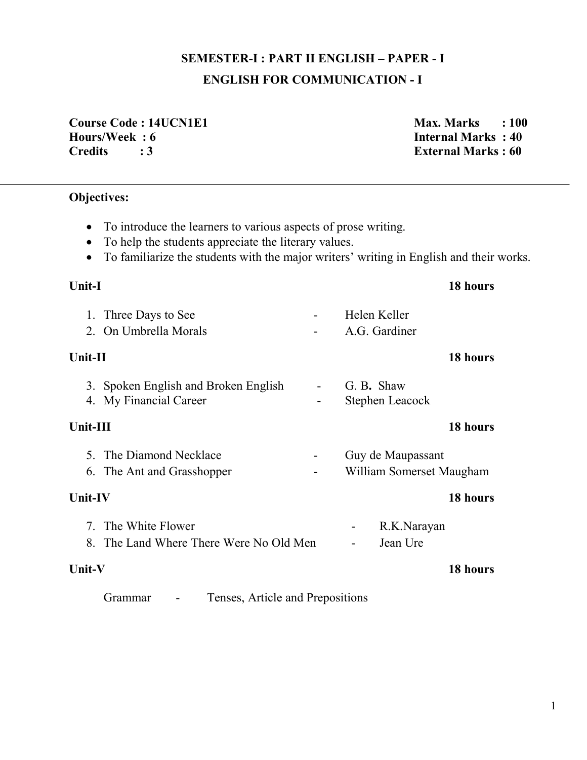## SEMESTER-I : PART II ENGLISH – PAPER - I

## ENGLISH FOR COMMUNICATION - I

| | |
|---|---|
| **Course Code : 14UCN1E1** | **Max. Marks : 100** |
| **Hours/Week : 6** | **Internal Marks : 40** |
| **Credits : 3** | **External Marks : 60** |

---

**Objectives:**

- To introduce the learners to various aspects of prose writing.
- To help the students appreciate the literary values.
- To familiarize the students with the major writers' writing in English and their works.

**Unit-I** **18 hours**

1. Three Days to See - Helen Keller
2. On Umbrella Morals - A.G. Gardiner

**Unit-II** **18 hours**

3. Spoken English and Broken English - G. B. Shaw
4. My Financial Career - Stephen Leacock

**Unit-III** **18 hours**

5. The Diamond Necklace - Guy de Maupassant
6. The Ant and Grasshopper - William Somerset Maugham

**Unit-IV** **18 hours**

7. The White Flower - R.K.Narayan
8. The Land Where There Were No Old Men - Jean Ure

**Unit-V** **18 hours**

Grammar - Tenses, Article and Prepositions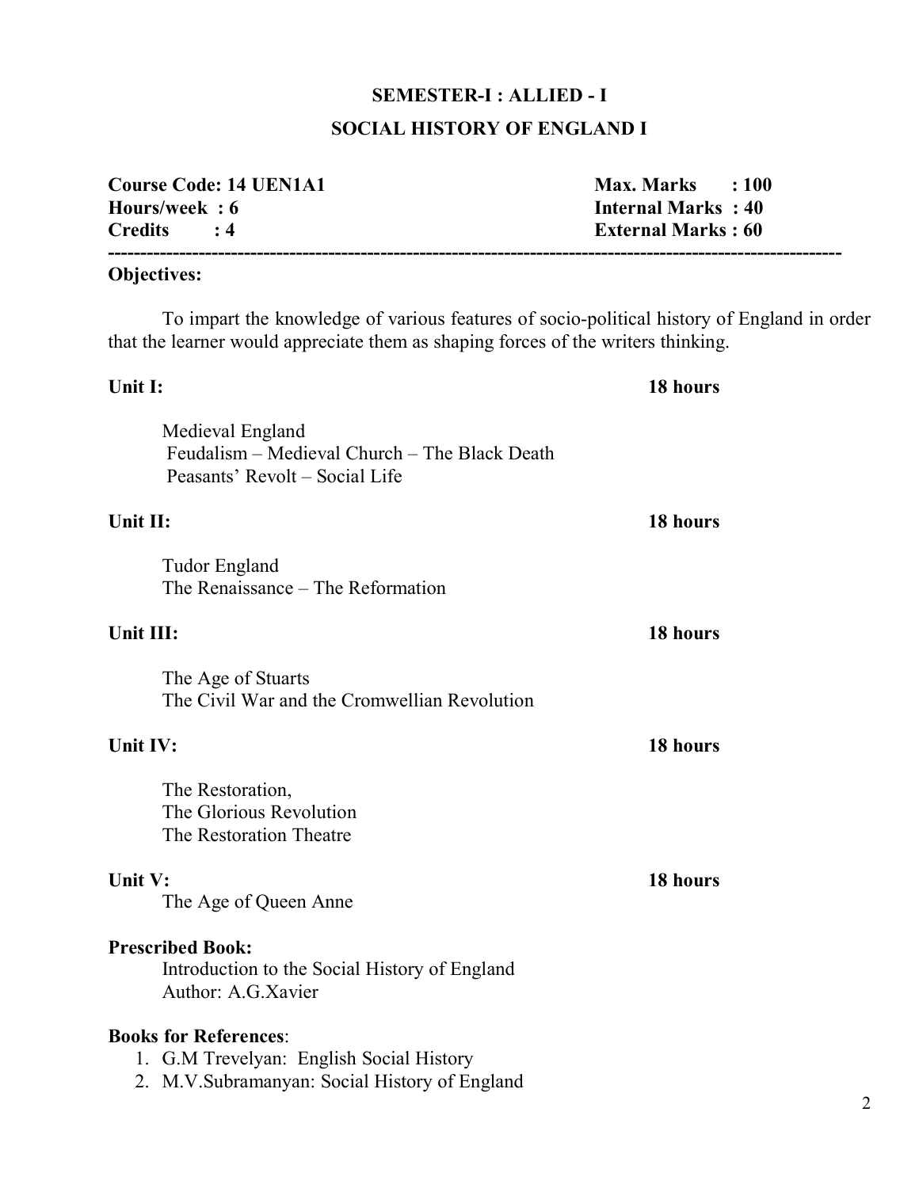## SEMESTER-I : ALLIED - I

## SOCIAL HISTORY OF ENGLAND I

| | |
|---|---|
| **Course Code: 14 UEN1A1** | **Max. Marks : 100** |
| **Hours/week : 6** | **Internal Marks : 40** |
| **Credits : 4** | **External Marks : 60** |

---

**Objectives:**

To impart the knowledge of various features of socio-political history of England in order that the learner would appreciate them as shaping forces of the writers thinking.

**Unit I:** **18 hours**

Medieval England
Feudalism – Medieval Church – The Black Death
Peasants' Revolt – Social Life

**Unit II:** **18 hours**

Tudor England
The Renaissance – The Reformation

**Unit III:** **18 hours**

The Age of Stuarts
The Civil War and the Cromwellian Revolution

**Unit IV:** **18 hours**

The Restoration,
The Glorious Revolution
The Restoration Theatre

**Unit V:** **18 hours**

The Age of Queen Anne

**Prescribed Book:**

Introduction to the Social History of England
Author: A.G.Xavier

**Books for References**:

1. G.M Trevelyan: English Social History
2. M.V.Subramanyan: Social History of England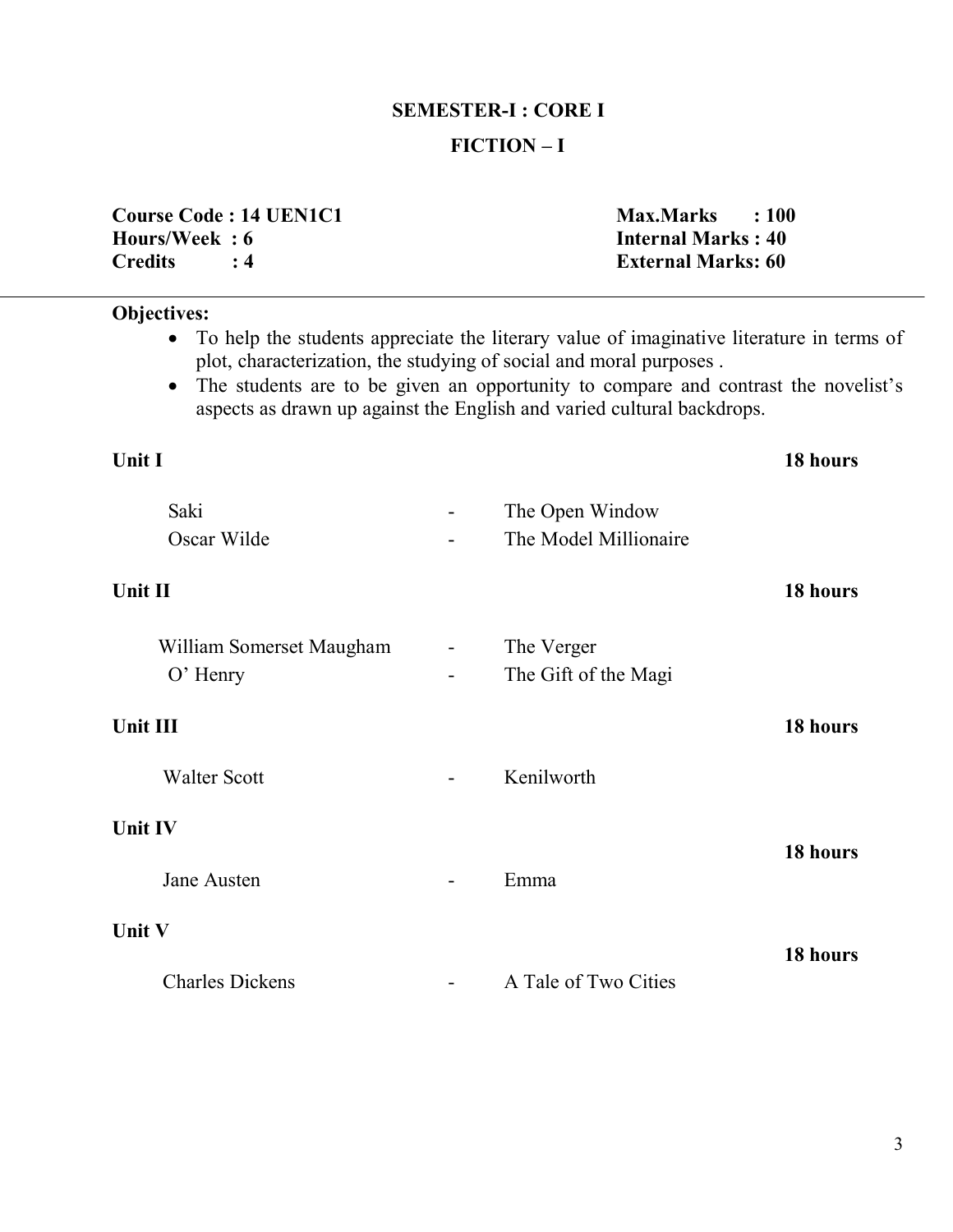## SEMESTER-I : CORE I

## FICTION – I

| | |
|---|---|
| **Course Code : 14 UEN1C1** | **Max.Marks : 100** |
| **Hours/Week : 6** | **Internal Marks : 40** |
| **Credits : 4** | **External Marks: 60** |

**Objectives:**

- To help the students appreciate the literary value of imaginative literature in terms of plot, characterization, the studying of social and moral purposes .
- The students are to be given an opportunity to compare and contrast the novelist's aspects as drawn up against the English and varied cultural backdrops.

**Unit I** **18 hours**

| | | |
|---|---|---|
| Saki | - | The Open Window |
| Oscar Wilde | - | The Model Millionaire |

**Unit II** **18 hours**

| | | |
|---|---|---|
| William Somerset Maugham | - | The Verger |
| O' Henry | - | The Gift of the Magi |

**Unit III** **18 hours**

| | | |
|---|---|---|
| Walter Scott | - | Kenilworth |

**Unit IV** **18 hours**

| | | |
|---|---|---|
| Jane Austen | - | Emma |

**Unit V** **18 hours**

| | | |
|---|---|---|
| Charles Dickens | - | A Tale of Two Cities |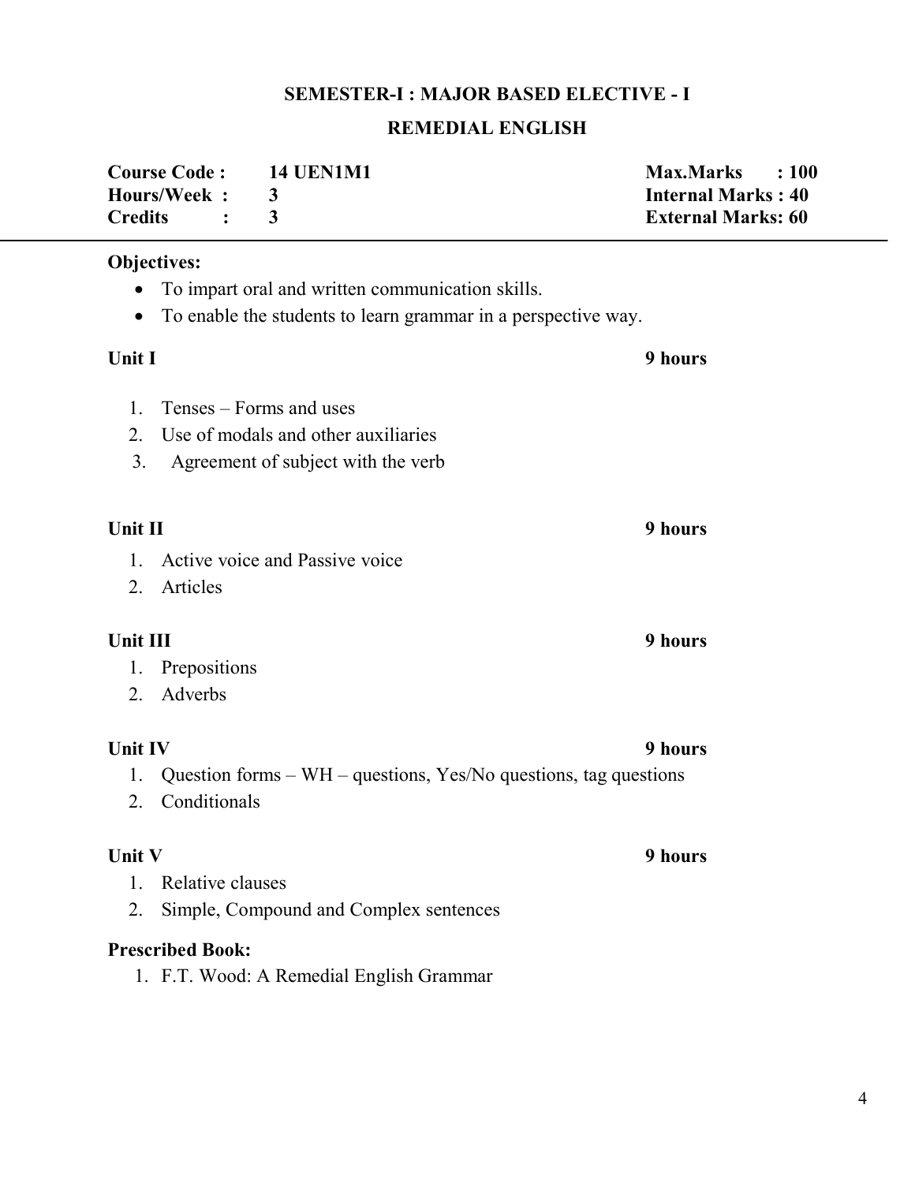## SEMESTER-I : MAJOR BASED ELECTIVE - I

## REMEDIAL ENGLISH

| | | | |
|---|---|---|---|
| **Course Code :** | **14 UEN1M1** | **Max.Marks** | **: 100** |
| **Hours/Week :** | **3** | **Internal Marks :** | **40** |
| **Credits :** | **3** | **External Marks:** | **60** |

**Objectives:**

- To impart oral and written communication skills.
- To enable the students to learn grammar in a perspective way.

**Unit I** **9 hours**

1. Tenses – Forms and uses
2. Use of modals and other auxiliaries
3. Agreement of subject with the verb

**Unit II** **9 hours**

1. Active voice and Passive voice
2. Articles

**Unit III** **9 hours**

1. Prepositions
2. Adverbs

**Unit IV** **9 hours**

1. Question forms – WH – questions, Yes/No questions, tag questions
2. Conditionals

**Unit V** **9 hours**

1. Relative clauses
2. Simple, Compound and Complex sentences

**Prescribed Book:**

1. F.T. Wood: A Remedial English Grammar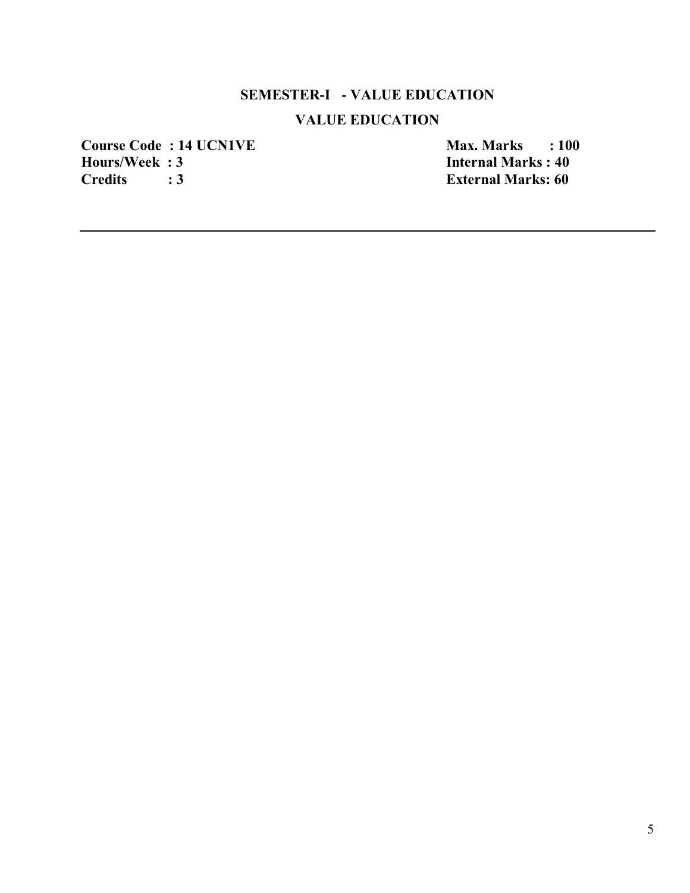## SEMESTER-I - VALUE EDUCATION

## VALUE EDUCATION

**Course Code : 14 UCN1VE**
**Hours/Week : 3**
**Credits : 3**

**Max. Marks : 100**
**Internal Marks : 40**
**External Marks: 60**

---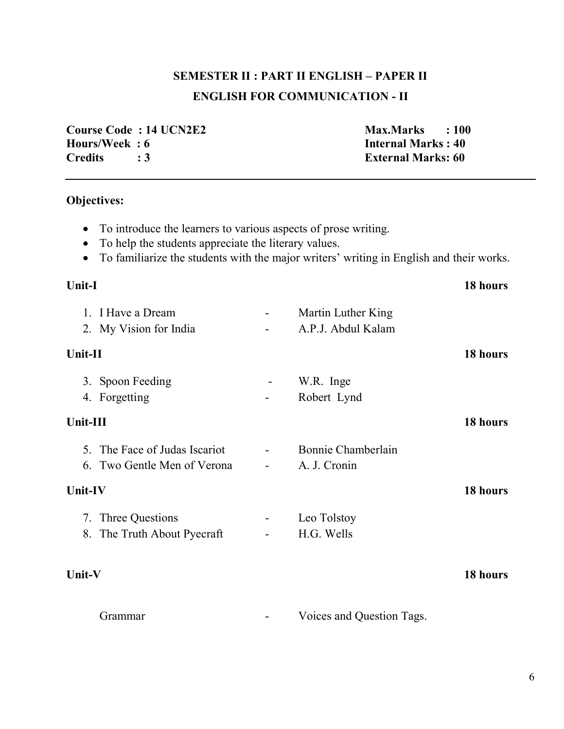## SEMESTER II : PART II ENGLISH – PAPER II

## ENGLISH FOR COMMUNICATION - II

**Course Code : 14 UCN2E2** | **Max.Marks : 100**
**Hours/Week : 6** | **Internal Marks : 40**
**Credits : 3** | **External Marks: 60**

---

**Objectives:**

- To introduce the learners to various aspects of prose writing.
- To help the students appreciate the literary values.
- To familiarize the students with the major writers' writing in English and their works.

**Unit-I** **18 hours**

1. I Have a Dream - Martin Luther King
2. My Vision for India - A.P.J. Abdul Kalam

**Unit-II** **18 hours**

3. Spoon Feeding - W.R. Inge
4. Forgetting - Robert Lynd

**Unit-III** **18 hours**

5. The Face of Judas Iscariot - Bonnie Chamberlain
6. Two Gentle Men of Verona - A. J. Cronin

**Unit-IV** **18 hours**

7. Three Questions - Leo Tolstoy
8. The Truth About Pyecraft - H.G. Wells

**Unit-V** **18 hours**

Grammar - Voices and Question Tags.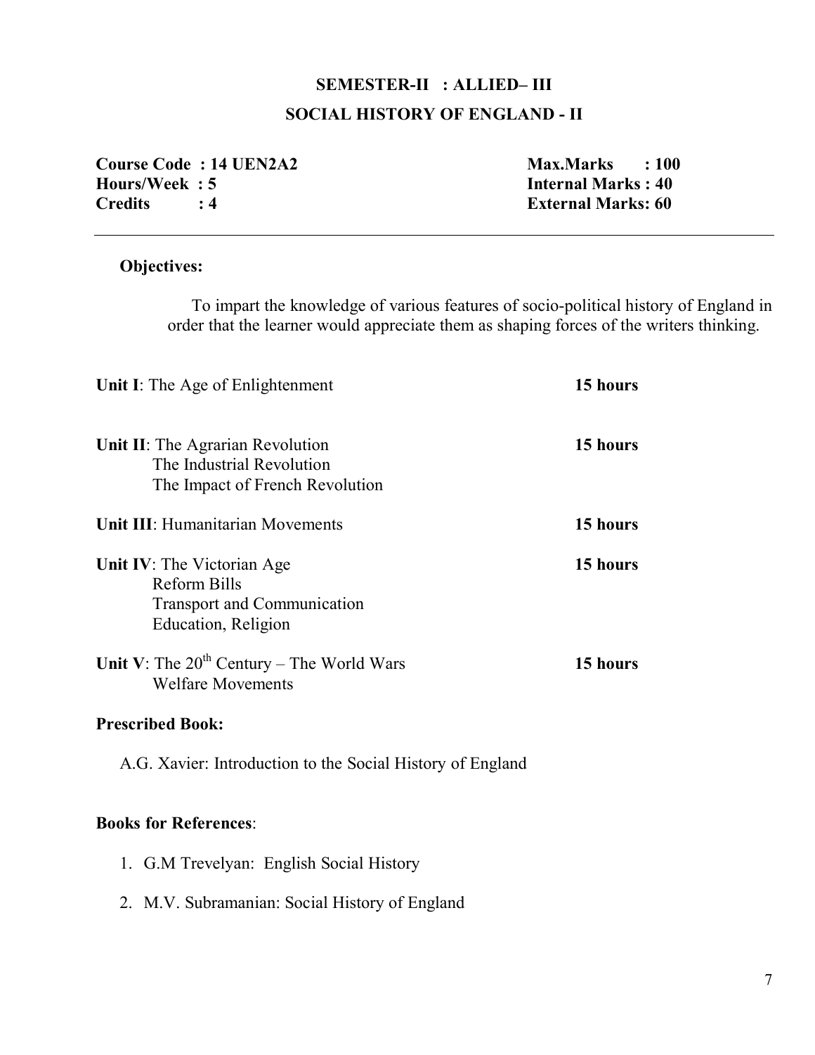## SEMESTER-II : ALLIED– III

## SOCIAL HISTORY OF ENGLAND - II

| | |
|---|---|
| **Course Code : 14 UEN2A2** | **Max.Marks : 100** |
| **Hours/Week : 5** | **Internal Marks : 40** |
| **Credits : 4** | **External Marks: 60** |

---

**Objectives:**

To impart the knowledge of various features of socio-political history of England in order that the learner would appreciate them as shaping forces of the writers thinking.

| | |
|---|---|
| **Unit I**: The Age of Enlightenment | **15 hours** |
| **Unit II**: The Agrarian Revolution<br>The Industrial Revolution<br>The Impact of French Revolution | **15 hours** |
| **Unit III**: Humanitarian Movements | **15 hours** |
| **Unit IV**: The Victorian Age<br>Reform Bills<br>Transport and Communication<br>Education, Religion | **15 hours** |
| **Unit V**: The 20th Century – The World Wars<br>Welfare Movements | **15 hours** |

**Prescribed Book:**

A.G. Xavier: Introduction to the Social History of England

**Books for References**:

1. G.M Trevelyan: English Social History
2. M.V. Subramanian: Social History of England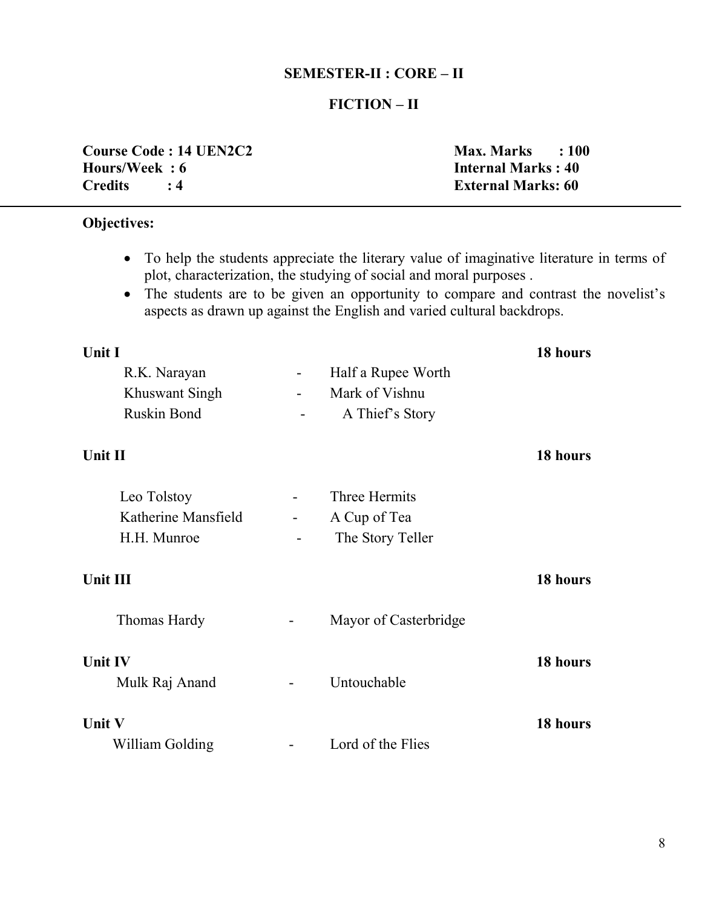## SEMESTER-II : CORE – II

## FICTION – II

| | |
|---|---|
| **Course Code : 14 UEN2C2** | **Max. Marks : 100** |
| **Hours/Week : 6** | **Internal Marks : 40** |
| **Credits : 4** | **External Marks: 60** |

**Objectives:**

- To help the students appreciate the literary value of imaginative literature in terms of plot, characterization, the studying of social and moral purposes .
- The students are to be given an opportunity to compare and contrast the novelist's aspects as drawn up against the English and varied cultural backdrops.

**Unit I** **18 hours**

| | | |
|---|---|---|
| R.K. Narayan | - | Half a Rupee Worth |
| Khuswant Singh | - | Mark of Vishnu |
| Ruskin Bond | - | A Thief's Story |

**Unit II** **18 hours**

| | | |
|---|---|---|
| Leo Tolstoy | - | Three Hermits |
| Katherine Mansfield | - | A Cup of Tea |
| H.H. Munroe | - | The Story Teller |

**Unit III** **18 hours**

| | | |
|---|---|---|
| Thomas Hardy | - | Mayor of Casterbridge |

**Unit IV** **18 hours**

| | | |
|---|---|---|
| Mulk Raj Anand | - | Untouchable |

**Unit V** **18 hours**

| | | |
|---|---|---|
| William Golding | - | Lord of the Flies |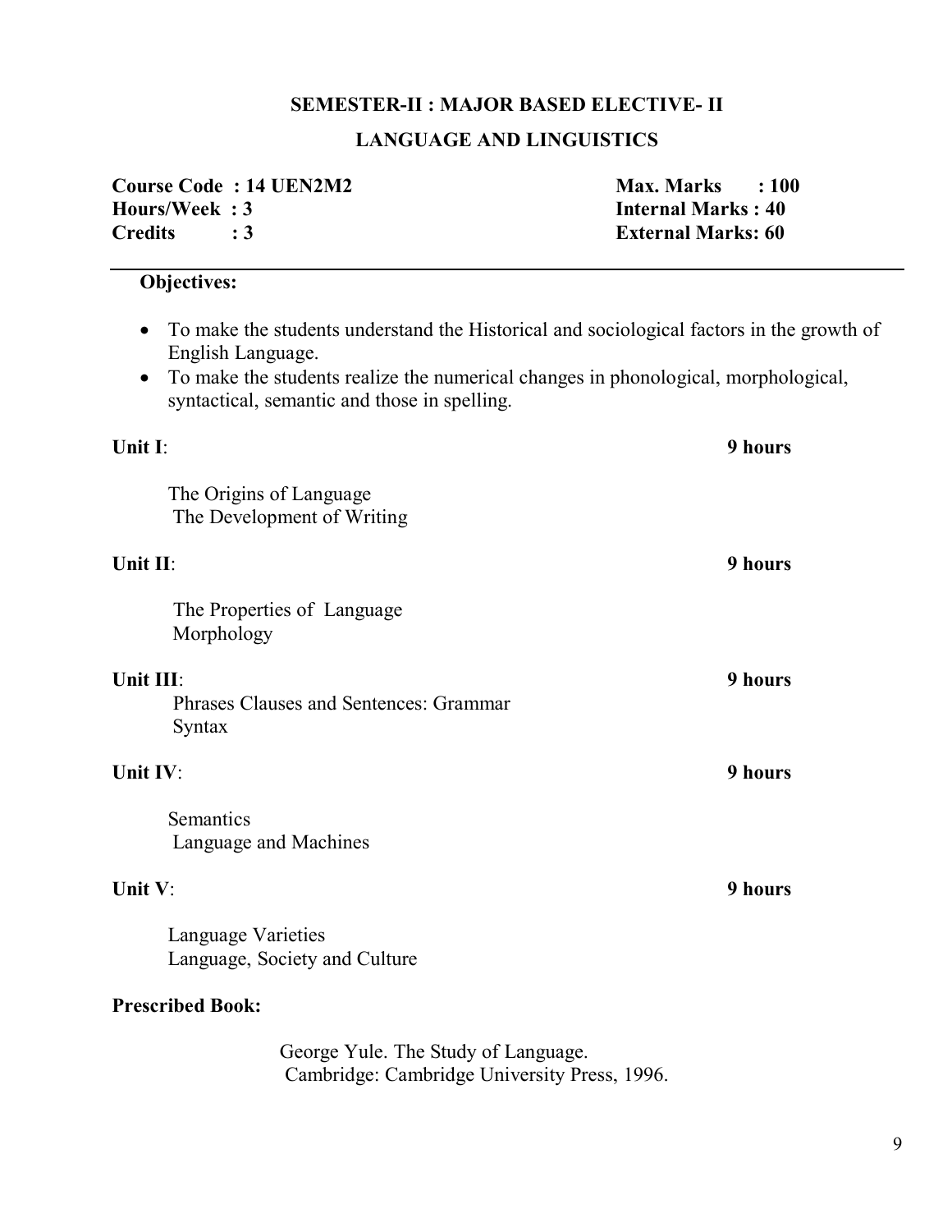## SEMESTER-II : MAJOR BASED ELECTIVE- II

## LANGUAGE AND LINGUISTICS

| | |
|---|---|
| **Course Code : 14 UEN2M2** | **Max. Marks : 100** |
| **Hours/Week : 3** | **Internal Marks : 40** |
| **Credits : 3** | **External Marks: 60** |

**Objectives:**

- To make the students understand the Historical and sociological factors in the growth of English Language.
- To make the students realize the numerical changes in phonological, morphological, syntactical, semantic and those in spelling.

**Unit I**: **9 hours**

The Origins of Language
The Development of Writing

**Unit II**: **9 hours**

The Properties of Language
Morphology

**Unit III**: **9 hours**

Phrases Clauses and Sentences: Grammar
Syntax

**Unit IV**: **9 hours**

Semantics
Language and Machines

**Unit V**: **9 hours**

Language Varieties
Language, Society and Culture

**Prescribed Book:**

George Yule. The Study of Language.
Cambridge: Cambridge University Press, 1996.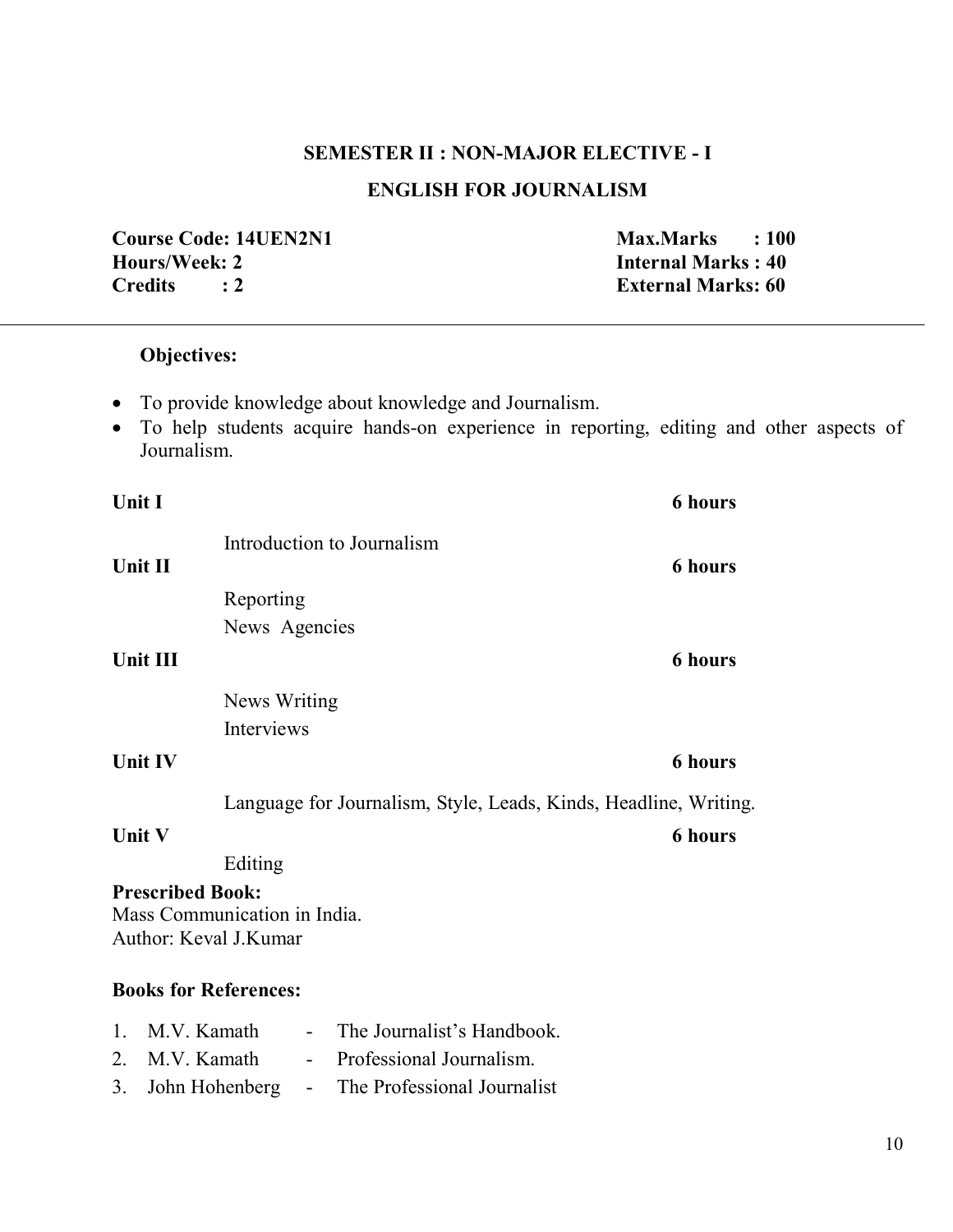## SEMESTER II : NON-MAJOR ELECTIVE - I

## ENGLISH FOR JOURNALISM

| | |
|---|---|
| **Course Code: 14UEN2N1** | **Max.Marks : 100** |
| **Hours/Week: 2** | **Internal Marks : 40** |
| **Credits : 2** | **External Marks: 60** |

---

**Objectives:**

- To provide knowledge about knowledge and Journalism.
- To help students acquire hands-on experience in reporting, editing and other aspects of Journalism.

**Unit I** **6 hours**

Introduction to Journalism

**Unit II** **6 hours**

Reporting
News Agencies

**Unit III** **6 hours**

News Writing
Interviews

**Unit IV** **6 hours**

Language for Journalism, Style, Leads, Kinds, Headline, Writing.

**Unit V** **6 hours**

Editing

**Prescribed Book:**
Mass Communication in India.
Author: Keval J.Kumar

**Books for References:**

1. M.V. Kamath - The Journalist's Handbook.
2. M.V. Kamath - Professional Journalism.
3. John Hohenberg - The Professional Journalist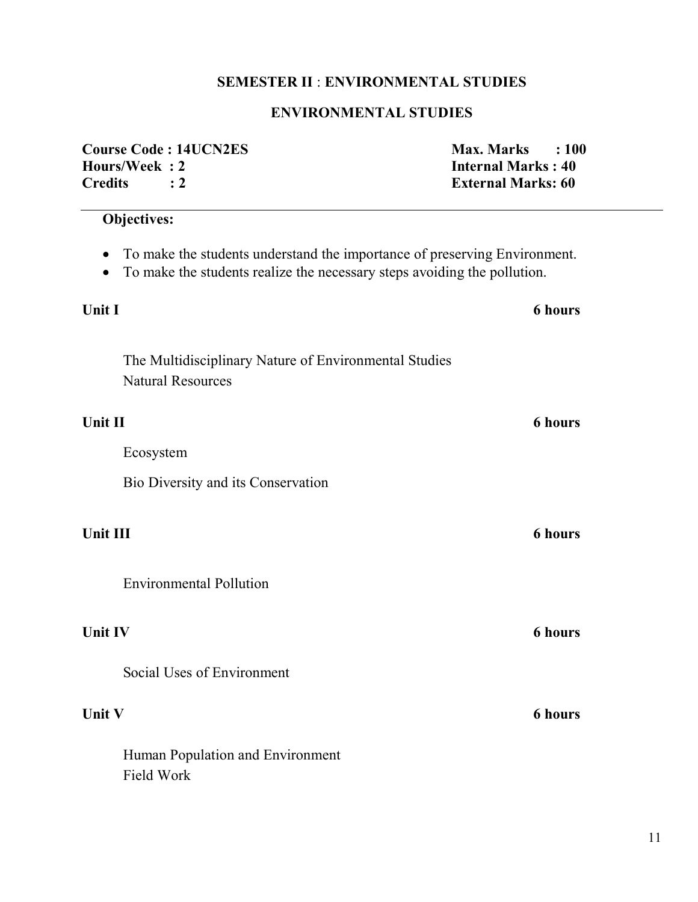## SEMESTER II : ENVIRONMENTAL STUDIES

## ENVIRONMENTAL STUDIES

| | |
|---|---|
| **Course Code : 14UCN2ES** | **Max. Marks : 100** |
| **Hours/Week : 2** | **Internal Marks : 40** |
| **Credits : 2** | **External Marks: 60** |

**Objectives:**

- To make the students understand the importance of preserving Environment.
- To make the students realize the necessary steps avoiding the pollution.

**Unit I** **6 hours**

The Multidisciplinary Nature of Environmental Studies
Natural Resources

**Unit II** **6 hours**

Ecosystem

Bio Diversity and its Conservation

**Unit III** **6 hours**

Environmental Pollution

**Unit IV** **6 hours**

Social Uses of Environment

**Unit V** **6 hours**

Human Population and Environment
Field Work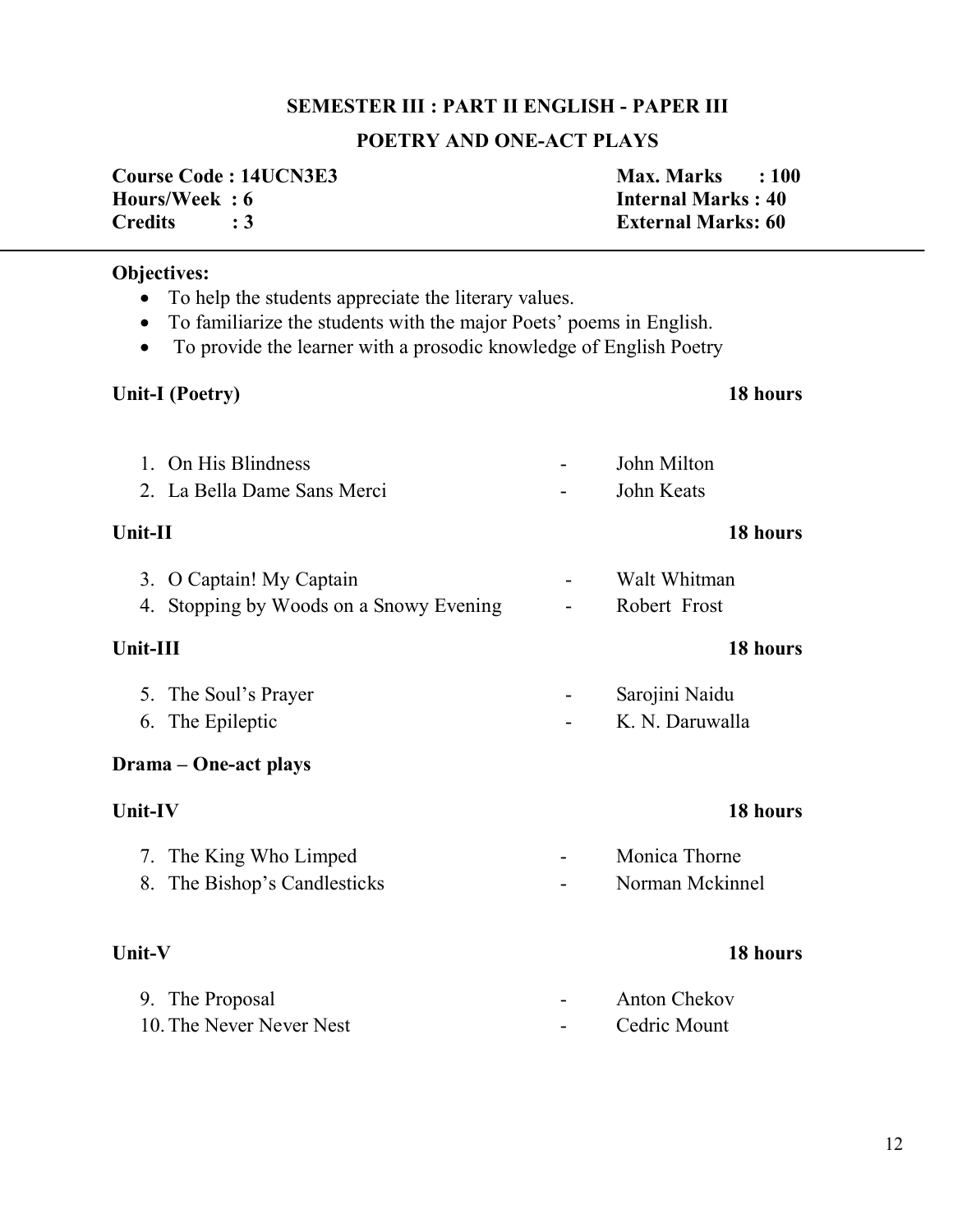## SEMESTER III : PART II ENGLISH - PAPER III

## POETRY AND ONE-ACT PLAYS

| | |
|---|---|
| **Course Code : 14UCN3E3** | **Max. Marks : 100** |
| **Hours/Week : 6** | **Internal Marks : 40** |
| **Credits : 3** | **External Marks: 60** |

---

**Objectives:**

- To help the students appreciate the literary values.
- To familiarize the students with the major Poets' poems in English.
- To provide the learner with a prosodic knowledge of English Poetry

**Unit-I (Poetry)** **18 hours**

1. On His Blindness - John Milton
2. La Bella Dame Sans Merci - John Keats

**Unit-II** **18 hours**

3. O Captain! My Captain - Walt Whitman
4. Stopping by Woods on a Snowy Evening - Robert Frost

**Unit-III** **18 hours**

5. The Soul's Prayer - Sarojini Naidu
6. The Epileptic - K. N. Daruwalla

**Drama – One-act plays**

**Unit-IV** **18 hours**

7. The King Who Limped - Monica Thorne
8. The Bishop's Candlesticks - Norman Mckinnel

**Unit-V** **18 hours**

9. The Proposal - Anton Chekov
10. The Never Never Nest - Cedric Mount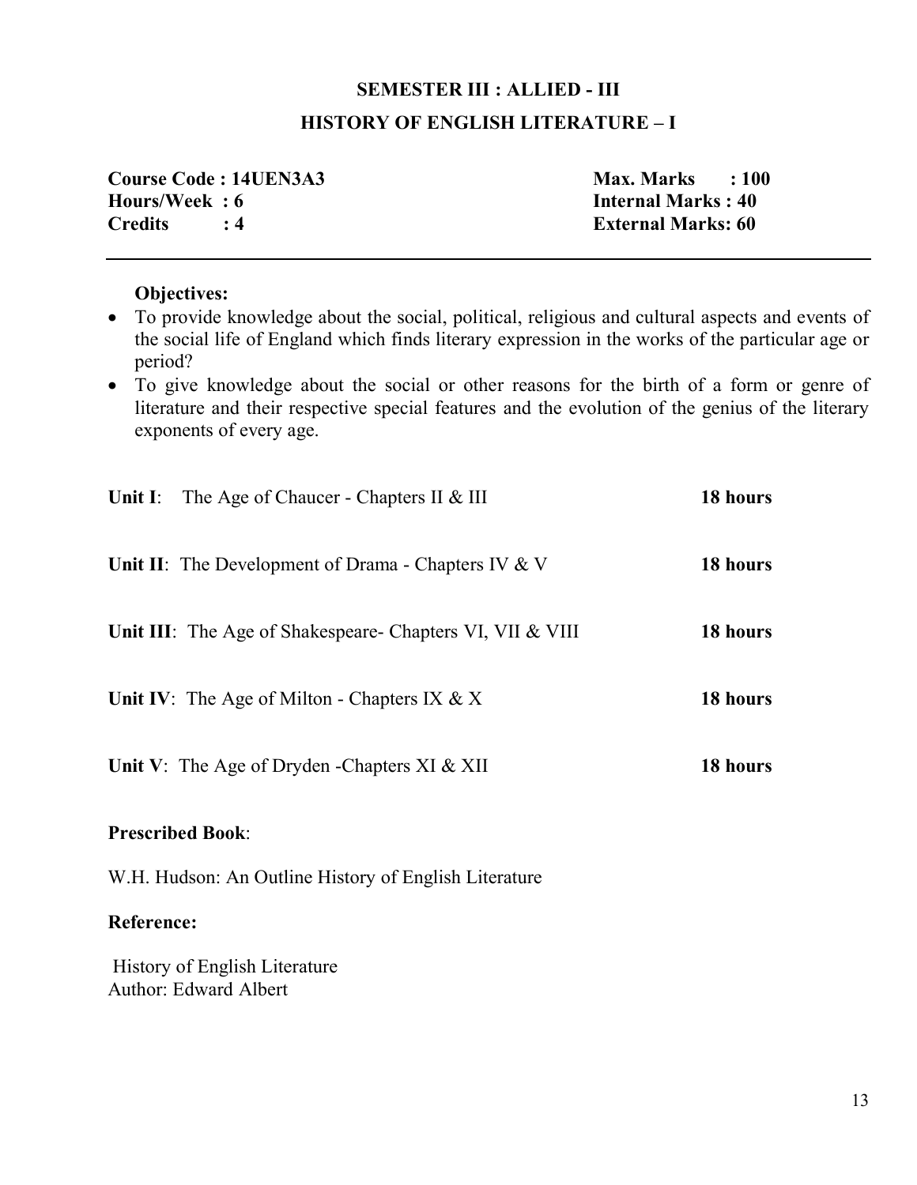## SEMESTER III : ALLIED - III

## HISTORY OF ENGLISH LITERATURE – I

| | |
|---|---|
| **Course Code : 14UEN3A3** | **Max. Marks : 100** |
| **Hours/Week : 6** | **Internal Marks : 40** |
| **Credits : 4** | **External Marks: 60** |

---

**Objectives:**

- To provide knowledge about the social, political, religious and cultural aspects and events of the social life of England which finds literary expression in the works of the particular age or period?
- To give knowledge about the social or other reasons for the birth of a form or genre of literature and their respective special features and the evolution of the genius of the literary exponents of every age.

| | |
|---|---|
| **Unit I**: The Age of Chaucer - Chapters II & III | **18 hours** |
| **Unit II**: The Development of Drama - Chapters IV & V | **18 hours** |
| **Unit III**: The Age of Shakespeare- Chapters VI, VII & VIII | **18 hours** |
| **Unit IV**: The Age of Milton - Chapters IX & X | **18 hours** |
| **Unit V**: The Age of Dryden -Chapters XI & XII | **18 hours** |

**Prescribed Book**:

W.H. Hudson: An Outline History of English Literature

**Reference:**

History of English Literature
Author: Edward Albert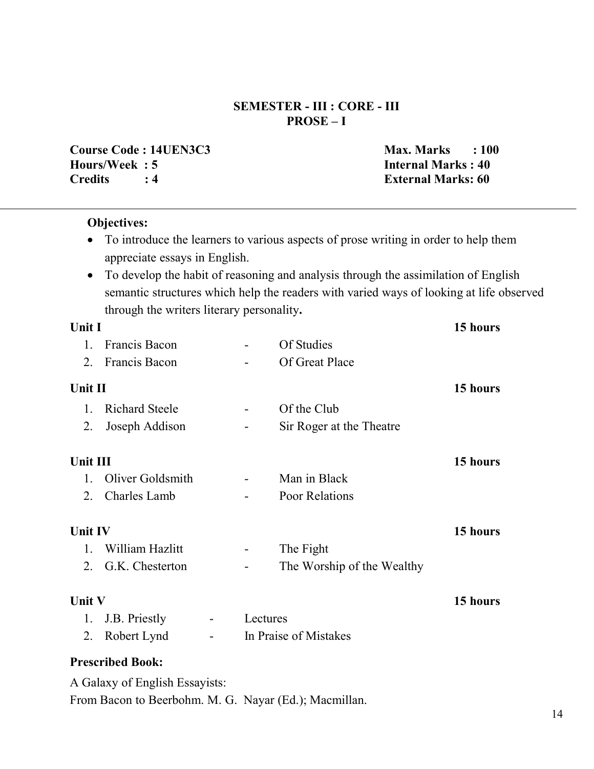## SEMESTER - III : CORE - III
## PROSE – I

**Course Code : 14UEN3C3**
**Hours/Week : 5**
**Credits : 4**

**Max. Marks : 100**
**Internal Marks : 40**
**External Marks: 60**

---

**Objectives:**

- To introduce the learners to various aspects of prose writing in order to help them appreciate essays in English.
- To develop the habit of reasoning and analysis through the assimilation of English semantic structures which help the readers with varied ways of looking at life observed through the writers literary personality**.**

**Unit I** **15 hours**

1. Francis Bacon - Of Studies
2. Francis Bacon - Of Great Place

**Unit II** **15 hours**

1. Richard Steele - Of the Club
2. Joseph Addison - Sir Roger at the Theatre

**Unit III** **15 hours**

1. Oliver Goldsmith - Man in Black
2. Charles Lamb - Poor Relations

**Unit IV** **15 hours**

1. William Hazlitt - The Fight
2. G.K. Chesterton - The Worship of the Wealthy

**Unit V** **15 hours**

1. J.B. Priestly - Lectures
2. Robert Lynd - In Praise of Mistakes

**Prescribed Book:**

A Galaxy of English Essayists:
From Bacon to Beerbohm. M. G. Nayar (Ed.); Macmillan.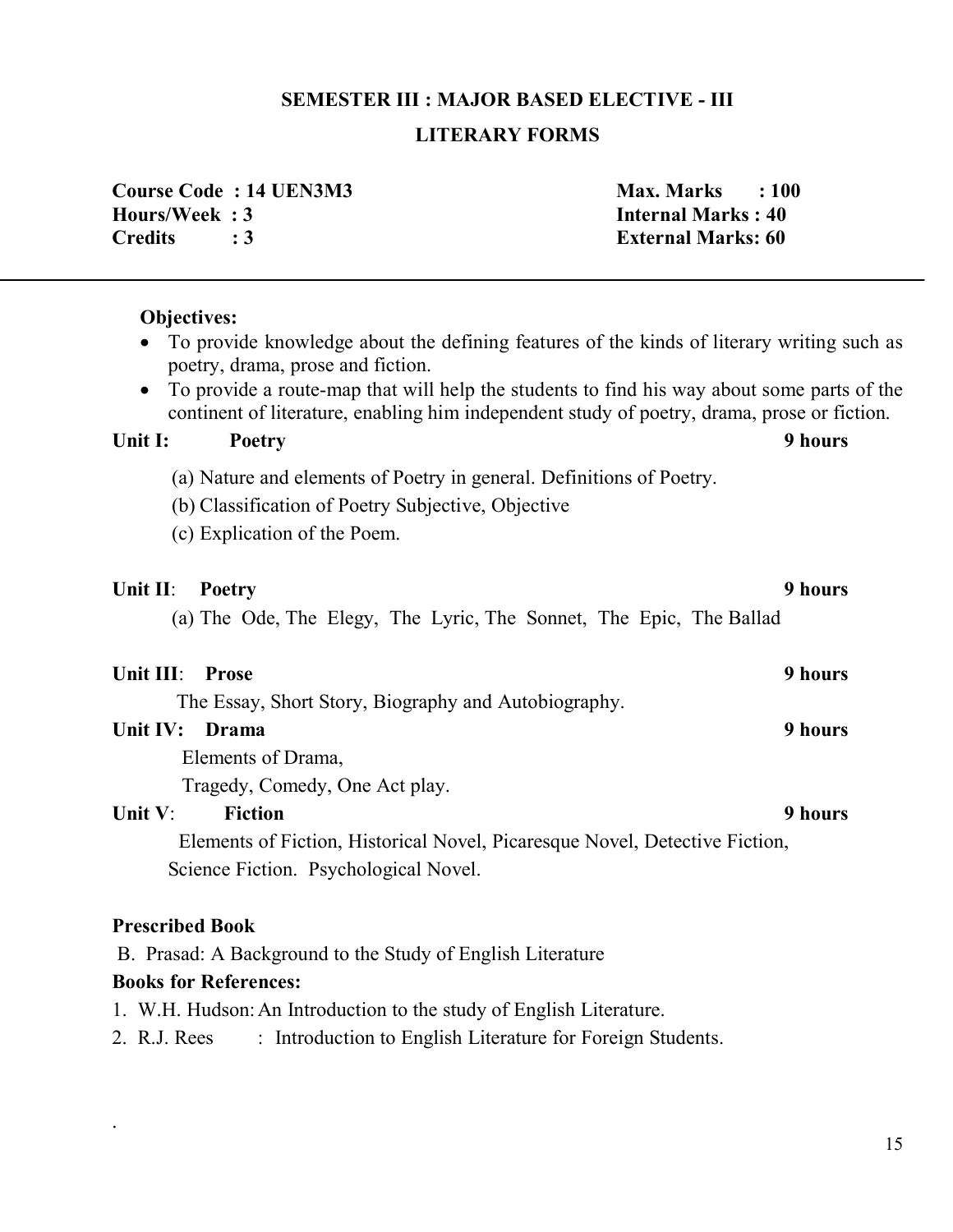## SEMESTER III : MAJOR BASED ELECTIVE - III

## LITERARY FORMS

| | |
|---|---|
| **Course Code : 14 UEN3M3** | **Max. Marks : 100** |
| **Hours/Week : 3** | **Internal Marks : 40** |
| **Credits : 3** | **External Marks: 60** |

---

**Objectives:**

- To provide knowledge about the defining features of the kinds of literary writing such as poetry, drama, prose and fiction.
- To provide a route-map that will help the students to find his way about some parts of the continent of literature, enabling him independent study of poetry, drama, prose or fiction.

**Unit I: Poetry** **9 hours**

(a) Nature and elements of Poetry in general. Definitions of Poetry.

(b) Classification of Poetry Subjective, Objective

(c) Explication of the Poem.

**Unit II: Poetry** **9 hours**

(a) The Ode, The Elegy, The Lyric, The Sonnet, The Epic, The Ballad

**Unit III: Prose** **9 hours**

The Essay, Short Story, Biography and Autobiography.

**Unit IV: Drama** **9 hours**

Elements of Drama,

Tragedy, Comedy, One Act play.

**Unit V: Fiction** **9 hours**

Elements of Fiction, Historical Novel, Picaresque Novel, Detective Fiction, Science Fiction. Psychological Novel.

**Prescribed Book**

B. Prasad: A Background to the Study of English Literature

**Books for References:**

1. W.H. Hudson: An Introduction to the study of English Literature.
2. R.J. Rees : Introduction to English Literature for Foreign Students.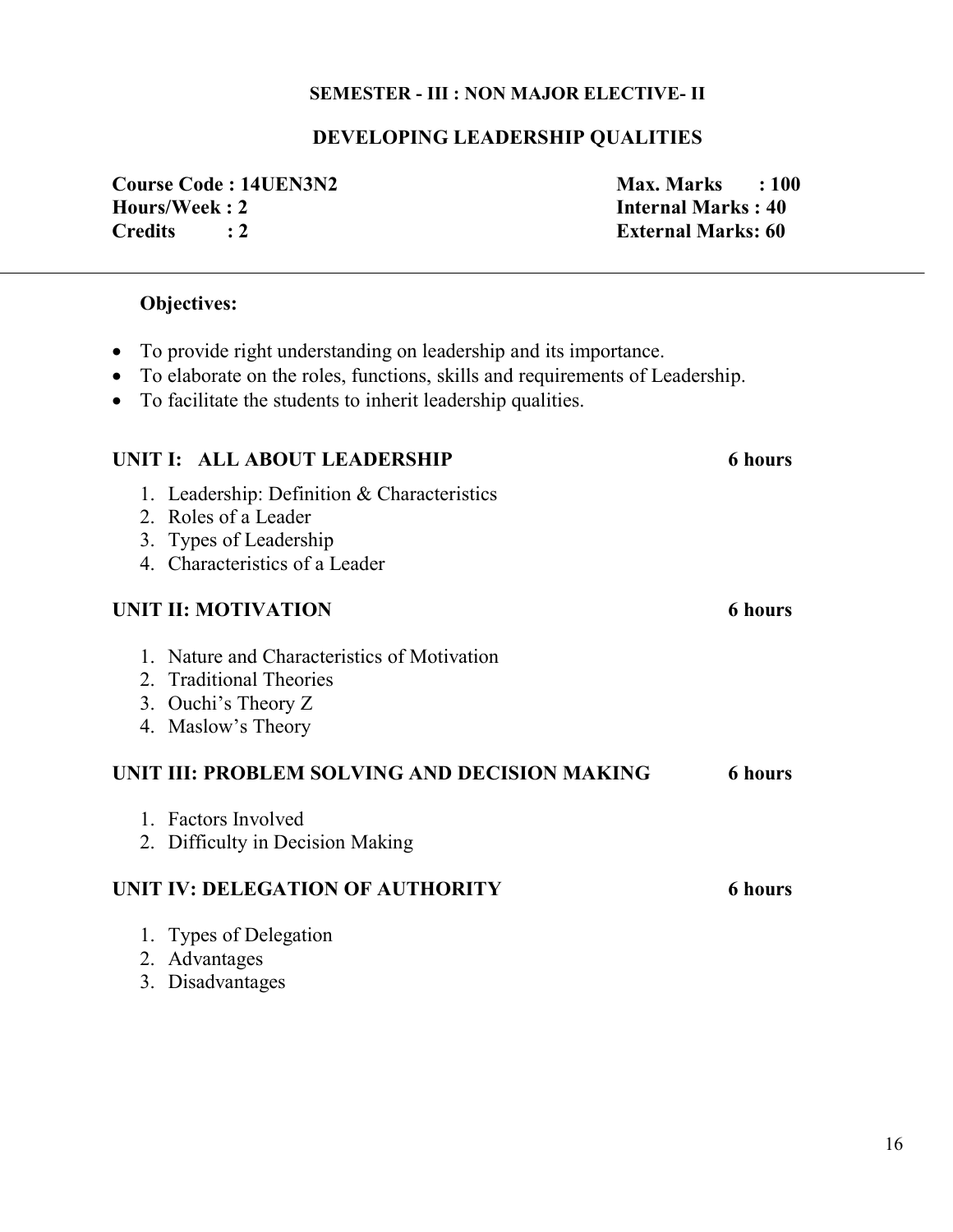**SEMESTER - III : NON MAJOR ELECTIVE- II**

# DEVELOPING LEADERSHIP QUALITIES

**Course Code : 14UEN3N2**
**Hours/Week : 2**
**Credits : 2**

**Max. Marks : 100**
**Internal Marks : 40**
**External Marks: 60**

---

**Objectives:**

- To provide right understanding on leadership and its importance.
- To elaborate on the roles, functions, skills and requirements of Leadership.
- To facilitate the students to inherit leadership qualities.

## UNIT I: ALL ABOUT LEADERSHIP — 6 hours

1. Leadership: Definition & Characteristics
2. Roles of a Leader
3. Types of Leadership
4. Characteristics of a Leader

## UNIT II: MOTIVATION — 6 hours

1. Nature and Characteristics of Motivation
2. Traditional Theories
3. Ouchi's Theory Z
4. Maslow's Theory

## UNIT III: PROBLEM SOLVING AND DECISION MAKING — 6 hours

1. Factors Involved
2. Difficulty in Decision Making

## UNIT IV: DELEGATION OF AUTHORITY — 6 hours

1. Types of Delegation
2. Advantages
3. Disadvantages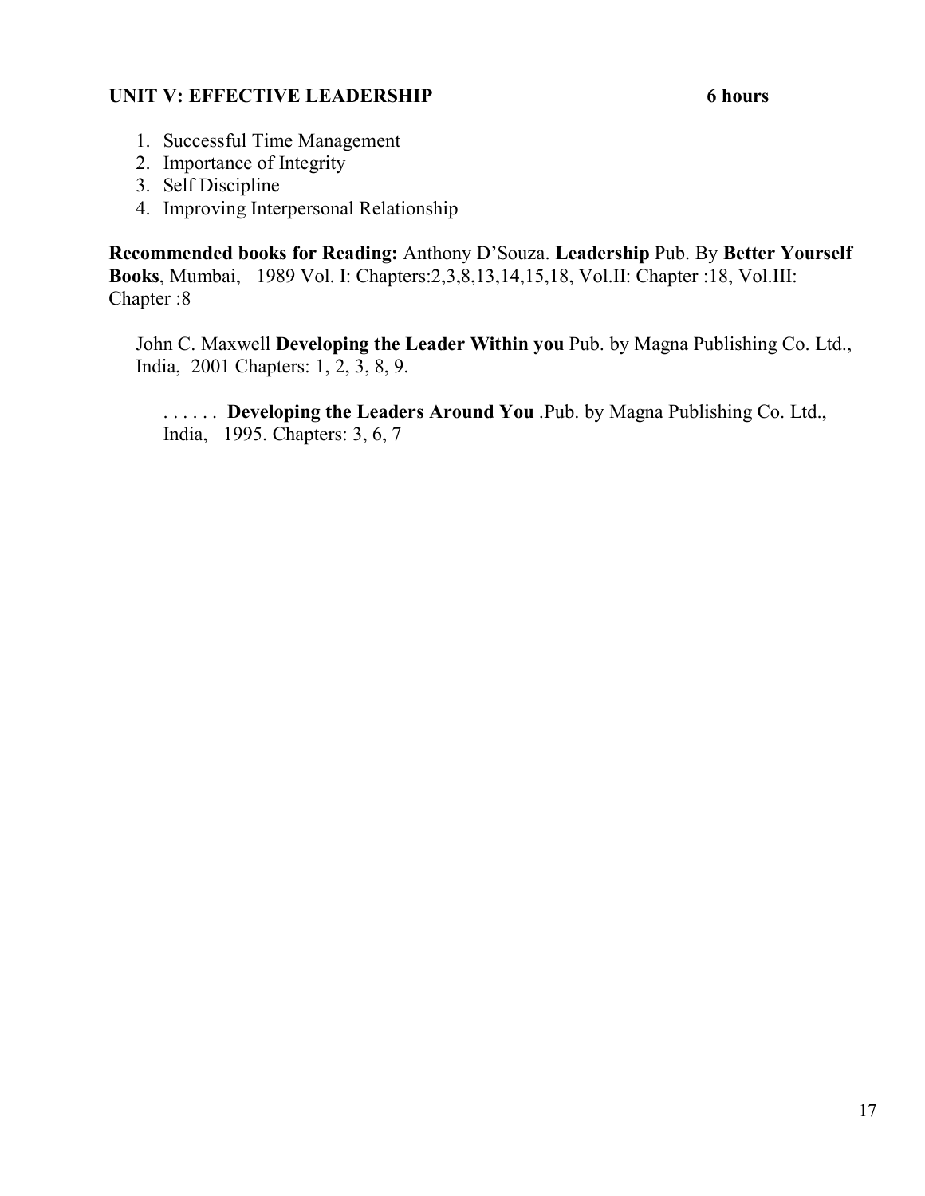**UNIT V: EFFECTIVE LEADERSHIP 6 hours**

1. Successful Time Management
2. Importance of Integrity
3. Self Discipline
4. Improving Interpersonal Relationship

**Recommended books for Reading:** Anthony D'Souza. **Leadership** Pub. By **Better Yourself Books**, Mumbai, 1989 Vol. I: Chapters:2,3,8,13,14,15,18, Vol.II: Chapter :18, Vol.III: Chapter :8

John C. Maxwell **Developing the Leader Within you** Pub. by Magna Publishing Co. Ltd., India, 2001 Chapters: 1, 2, 3, 8, 9.

. . . . . . **Developing the Leaders Around You** .Pub. by Magna Publishing Co. Ltd., India, 1995. Chapters: 3, 6, 7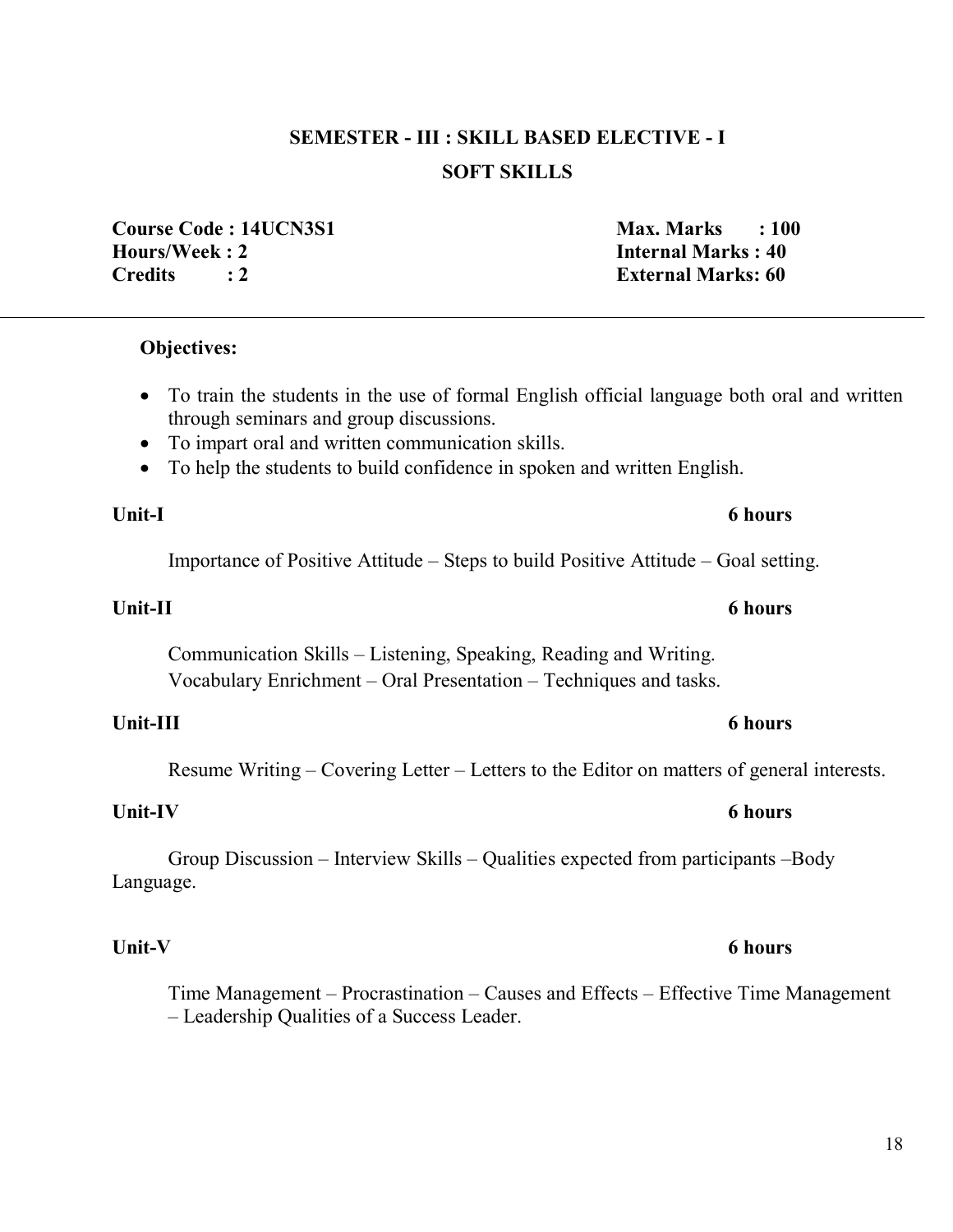## SEMESTER - III : SKILL BASED ELECTIVE - I

## SOFT SKILLS

| | |
|---|---|
| **Course Code : 14UCN3S1** | **Max. Marks : 100** |
| **Hours/Week : 2** | **Internal Marks : 40** |
| **Credits : 2** | **External Marks: 60** |

---

**Objectives:**

- To train the students in the use of formal English official language both oral and written through seminars and group discussions.
- To impart oral and written communication skills.
- To help the students to build confidence in spoken and written English.

**Unit-I** **6 hours**

Importance of Positive Attitude – Steps to build Positive Attitude – Goal setting.

**Unit-II** **6 hours**

Communication Skills – Listening, Speaking, Reading and Writing.
Vocabulary Enrichment – Oral Presentation – Techniques and tasks.

**Unit-III** **6 hours**

Resume Writing – Covering Letter – Letters to the Editor on matters of general interests.

**Unit-IV** **6 hours**

Group Discussion – Interview Skills – Qualities expected from participants –Body Language.

**Unit-V** **6 hours**

Time Management – Procrastination – Causes and Effects – Effective Time Management – Leadership Qualities of a Success Leader.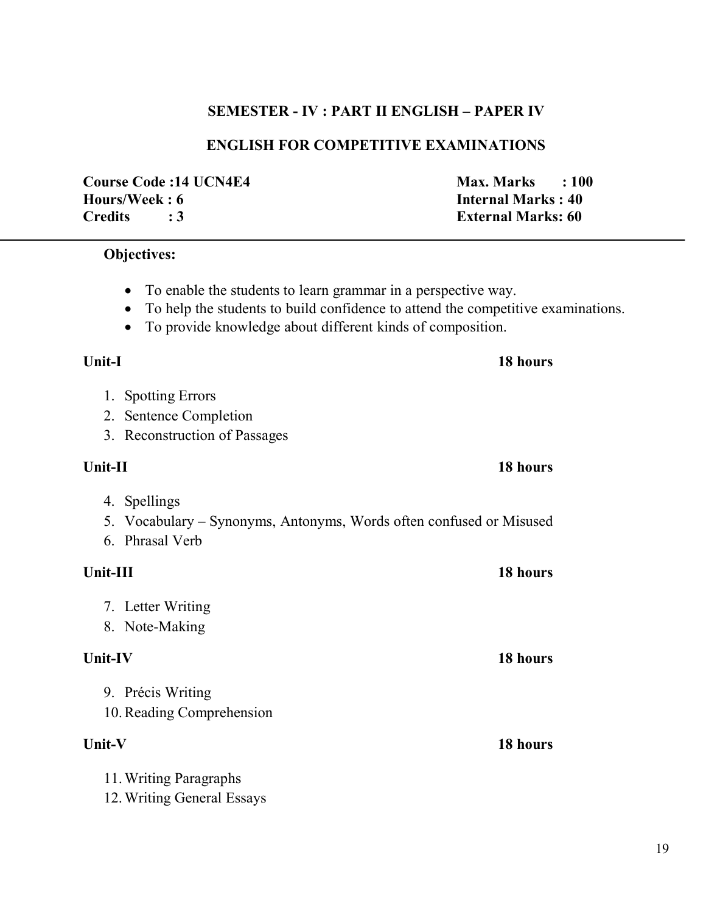## SEMESTER - IV : PART II ENGLISH – PAPER IV

## ENGLISH FOR COMPETITIVE EXAMINATIONS

| | |
|---|---|
| **Course Code :14 UCN4E4** | **Max. Marks : 100** |
| **Hours/Week : 6** | **Internal Marks : 40** |
| **Credits : 3** | **External Marks: 60** |

**Objectives:**

- To enable the students to learn grammar in a perspective way.
- To help the students to build confidence to attend the competitive examinations.
- To provide knowledge about different kinds of composition.

**Unit-I** **18 hours**

1. Spotting Errors
2. Sentence Completion
3. Reconstruction of Passages

**Unit-II** **18 hours**

4. Spellings
5. Vocabulary – Synonyms, Antonyms, Words often confused or Misused
6. Phrasal Verb

**Unit-III** **18 hours**

7. Letter Writing
8. Note-Making

**Unit-IV** **18 hours**

9. Précis Writing
10. Reading Comprehension

**Unit-V** **18 hours**

11. Writing Paragraphs
12. Writing General Essays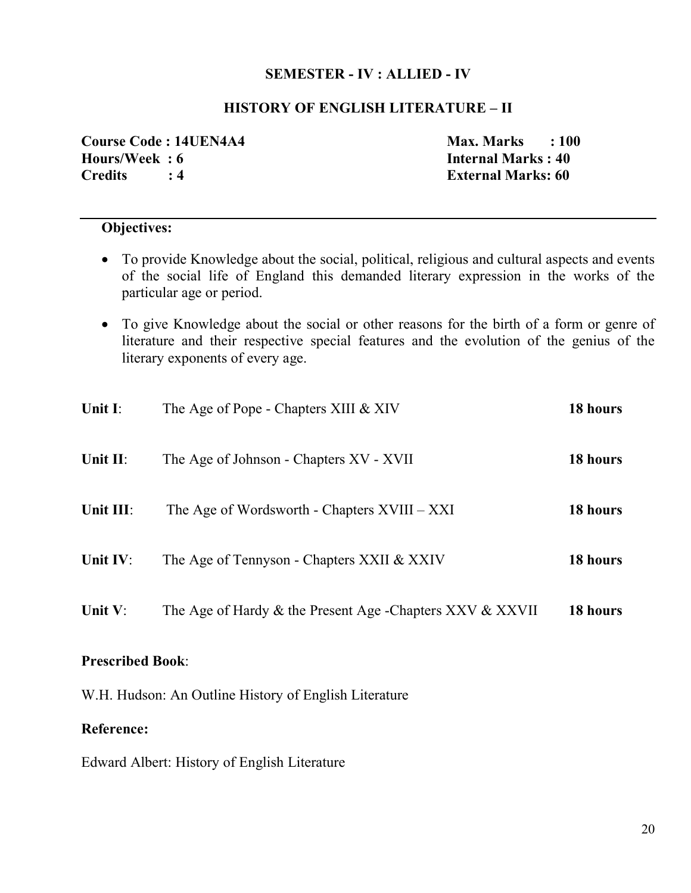## SEMESTER - IV : ALLIED - IV

## HISTORY OF ENGLISH LITERATURE – II

| | |
|---|---|
| **Course Code : 14UEN4A4** | **Max. Marks : 100** |
| **Hours/Week : 6** | **Internal Marks : 40** |
| **Credits : 4** | **External Marks: 60** |

---

**Objectives:**

- To provide Knowledge about the social, political, religious and cultural aspects and events of the social life of England this demanded literary expression in the works of the particular age or period.
- To give Knowledge about the social or other reasons for the birth of a form or genre of literature and their respective special features and the evolution of the genius of the literary exponents of every age.

| | | |
|---|---|---|
| **Unit I**: | The Age of Pope - Chapters XIII & XIV | **18 hours** |
| **Unit II**: | The Age of Johnson - Chapters XV - XVII | **18 hours** |
| **Unit III**: | The Age of Wordsworth - Chapters XVIII – XXI | **18 hours** |
| **Unit IV**: | The Age of Tennyson - Chapters XXII & XXIV | **18 hours** |
| **Unit V**: | The Age of Hardy & the Present Age -Chapters XXV & XXVII | **18 hours** |

**Prescribed Book**:

W.H. Hudson: An Outline History of English Literature

**Reference:**

Edward Albert: History of English Literature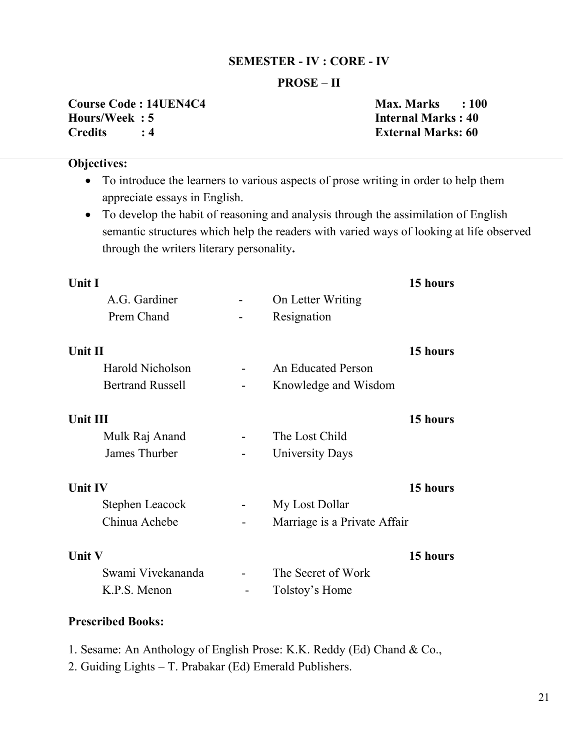## SEMESTER - IV : CORE - IV

## PROSE – II

**Course Code : 14UEN4C4** 
**Hours/Week : 5** 
**Credits : 4**

**Max. Marks : 100** 
**Internal Marks : 40** 
**External Marks: 60**

**Objectives:**

- To introduce the learners to various aspects of prose writing in order to help them appreciate essays in English.
- To develop the habit of reasoning and analysis through the assimilation of English semantic structures which help the readers with varied ways of looking at life observed through the writers literary personality**.**

**Unit I** **15 hours**

| | | |
|---|---|---|
| A.G. Gardiner | - | On Letter Writing |
| Prem Chand | - | Resignation |

**Unit II** **15 hours**

| | | |
|---|---|---|
| Harold Nicholson | - | An Educated Person |
| Bertrand Russell | - | Knowledge and Wisdom |

**Unit III** **15 hours**

| | | |
|---|---|---|
| Mulk Raj Anand | - | The Lost Child |
| James Thurber | - | University Days |

**Unit IV** **15 hours**

| | | |
|---|---|---|
| Stephen Leacock | - | My Lost Dollar |
| Chinua Achebe | - | Marriage is a Private Affair |

**Unit V** **15 hours**

| | | |
|---|---|---|
| Swami Vivekananda | - | The Secret of Work |
| K.P.S. Menon | - | Tolstoy's Home |

**Prescribed Books:**

1. Sesame: An Anthology of English Prose: K.K. Reddy (Ed) Chand & Co.,
2. Guiding Lights – T. Prabakar (Ed) Emerald Publishers.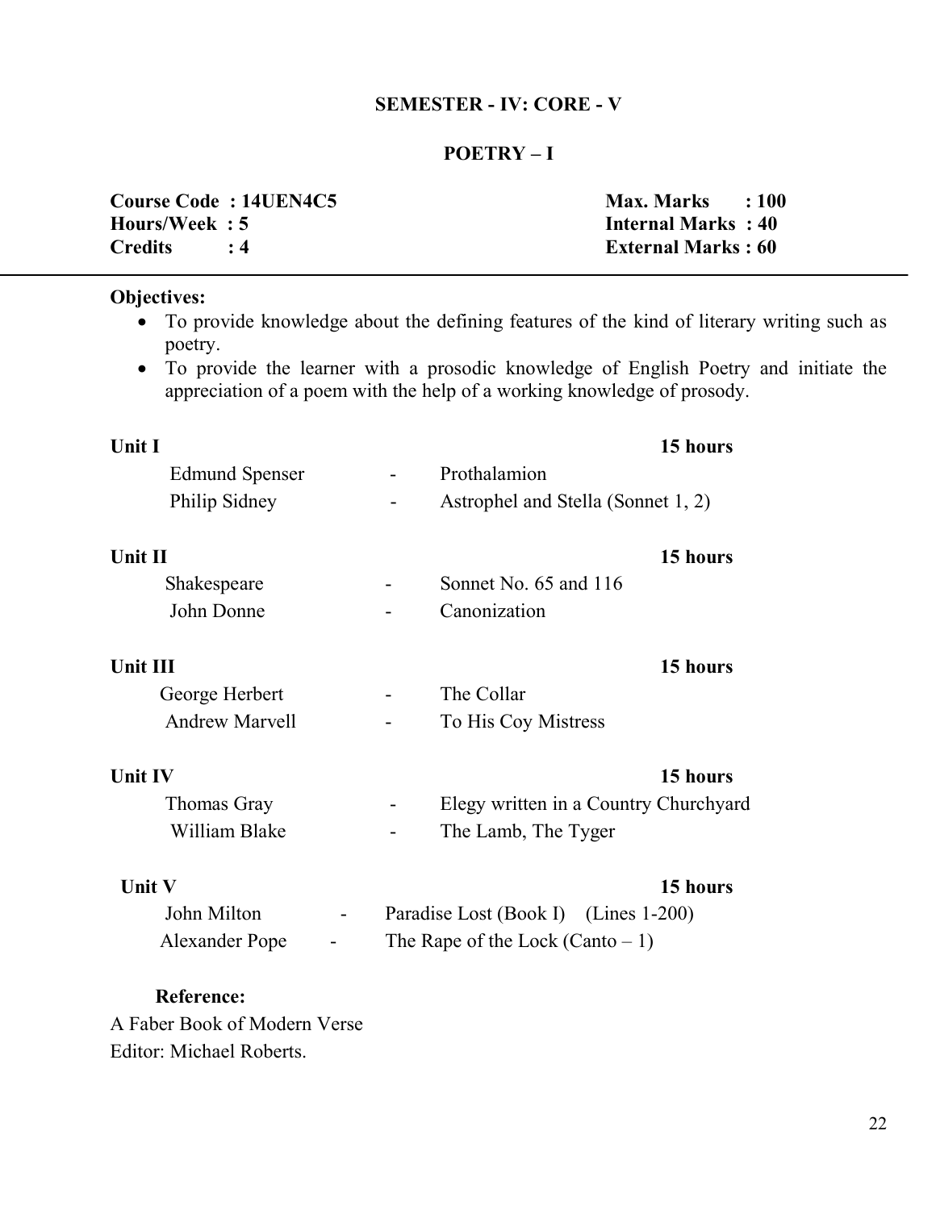## SEMESTER - IV: CORE - V

## POETRY – I

| | |
|---|---|
| **Course Code : 14UEN4C5** | **Max. Marks : 100** |
| **Hours/Week : 5** | **Internal Marks : 40** |
| **Credits : 4** | **External Marks : 60** |

---

**Objectives:**

- To provide knowledge about the defining features of the kind of literary writing such as poetry.
- To provide the learner with a prosodic knowledge of English Poetry and initiate the appreciation of a poem with the help of a working knowledge of prosody.

**Unit I** **15 hours**

Edmund Spenser - Prothalamion

Philip Sidney - Astrophel and Stella (Sonnet 1, 2)

**Unit II** **15 hours**

Shakespeare - Sonnet No. 65 and 116

John Donne - Canonization

**Unit III** **15 hours**

George Herbert - The Collar

Andrew Marvell - To His Coy Mistress

**Unit IV** **15 hours**

Thomas Gray - Elegy written in a Country Churchyard

William Blake - The Lamb, The Tyger

**Unit V** **15 hours**

John Milton - Paradise Lost (Book I) (Lines 1-200)

Alexander Pope - The Rape of the Lock (Canto – 1)

**Reference:**

A Faber Book of Modern Verse

Editor: Michael Roberts.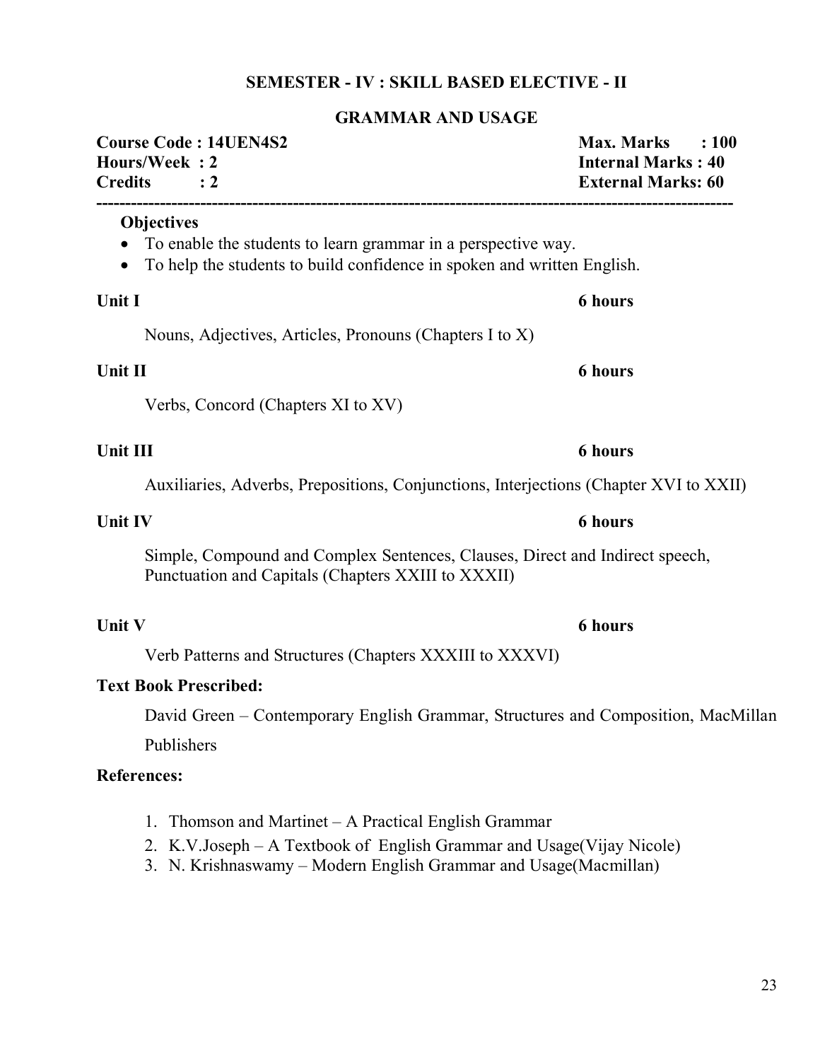## SEMESTER - IV : SKILL BASED ELECTIVE - II

## GRAMMAR AND USAGE

**Course Code : 14UEN4S2** **Max. Marks : 100**
**Hours/Week : 2** **Internal Marks : 40**
**Credits : 2** **External Marks: 60**

---

**Objectives**

- To enable the students to learn grammar in a perspective way.
- To help the students to build confidence in spoken and written English.

**Unit I** **6 hours**

Nouns, Adjectives, Articles, Pronouns (Chapters I to X)

**Unit II** **6 hours**

Verbs, Concord (Chapters XI to XV)

**Unit III** **6 hours**

Auxiliaries, Adverbs, Prepositions, Conjunctions, Interjections (Chapter XVI to XXII)

**Unit IV** **6 hours**

Simple, Compound and Complex Sentences, Clauses, Direct and Indirect speech, Punctuation and Capitals (Chapters XXIII to XXXII)

**Unit V** **6 hours**

Verb Patterns and Structures (Chapters XXXIII to XXXVI)

**Text Book Prescribed:**

David Green – Contemporary English Grammar, Structures and Composition, MacMillan Publishers

**References:**

1. Thomson and Martinet – A Practical English Grammar
2. K.V.Joseph – A Textbook of English Grammar and Usage(Vijay Nicole)
3. N. Krishnaswamy – Modern English Grammar and Usage(Macmillan)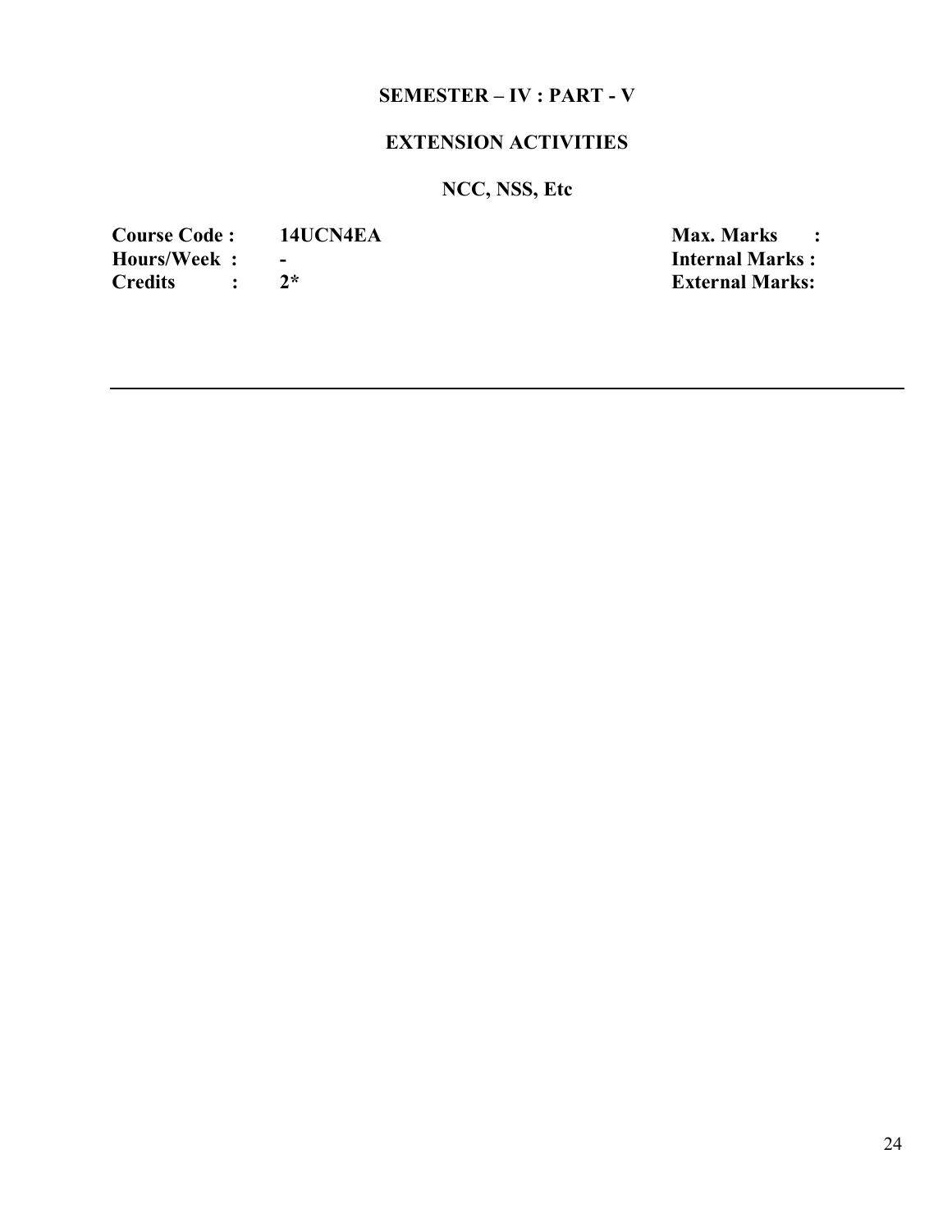## SEMESTER – IV : PART - V

## EXTENSION ACTIVITIES

## NCC, NSS, Etc

| | | | |
|---|---|---|---|
| **Course Code :** | **14UCN4EA** | **Max. Marks :** | |
| **Hours/Week :** | **-** | **Internal Marks :** | |
| **Credits :** | **2*** | **External Marks:** | |

---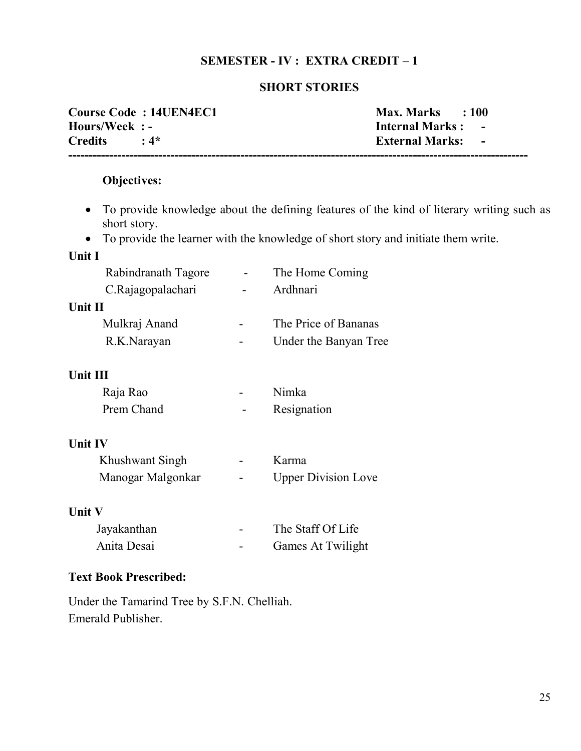## SEMESTER - IV : EXTRA CREDIT – 1

## SHORT STORIES

| | |
|---|---|
| **Course Code : 14UEN4EC1** | **Max. Marks : 100** |
| **Hours/Week : -** | **Internal Marks : -** |
| **Credits : 4*** | **External Marks: -** |

---

**Objectives:**

- To provide knowledge about the defining features of the kind of literary writing such as short story.
- To provide the learner with the knowledge of short story and initiate them write.

**Unit I**

Rabindranath Tagore - The Home Coming
C.Rajagopalachari - Ardhnari

**Unit II**

Mulkraj Anand - The Price of Bananas
R.K.Narayan - Under the Banyan Tree

**Unit III**

Raja Rao - Nimka
Prem Chand - Resignation

**Unit IV**

Khushwant Singh - Karma
Manogar Malgonkar - Upper Division Love

**Unit V**

Jayakanthan - The Staff Of Life
Anita Desai - Games At Twilight

**Text Book Prescribed:**

Under the Tamarind Tree by S.F.N. Chelliah.
Emerald Publisher.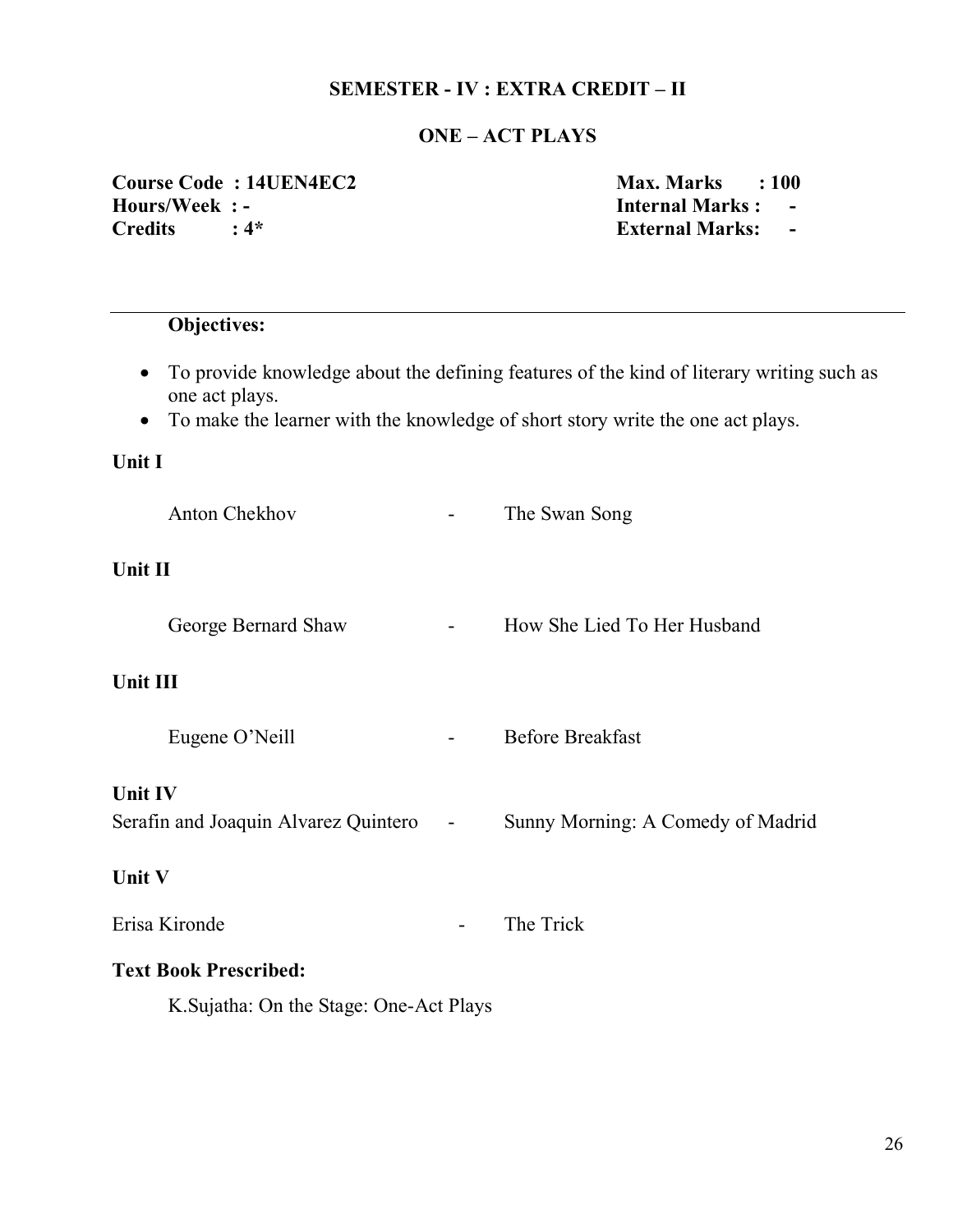## SEMESTER - IV : EXTRA CREDIT – II

## ONE – ACT PLAYS

| | |
|---|---|
| **Course Code : 14UEN4EC2** | **Max. Marks : 100** |
| **Hours/Week : -** | **Internal Marks : -** |
| **Credits : 4*** | **External Marks: -** |

---

**Objectives:**

- To provide knowledge about the defining features of the kind of literary writing such as one act plays.
- To make the learner with the knowledge of short story write the one act plays.

**Unit I**

Anton Chekhov - The Swan Song

**Unit II**

George Bernard Shaw - How She Lied To Her Husband

**Unit III**

Eugene O'Neill - Before Breakfast

**Unit IV**

Serafin and Joaquin Alvarez Quintero - Sunny Morning: A Comedy of Madrid

**Unit V**

Erisa Kironde - The Trick

**Text Book Prescribed:**

K.Sujatha: On the Stage: One-Act Plays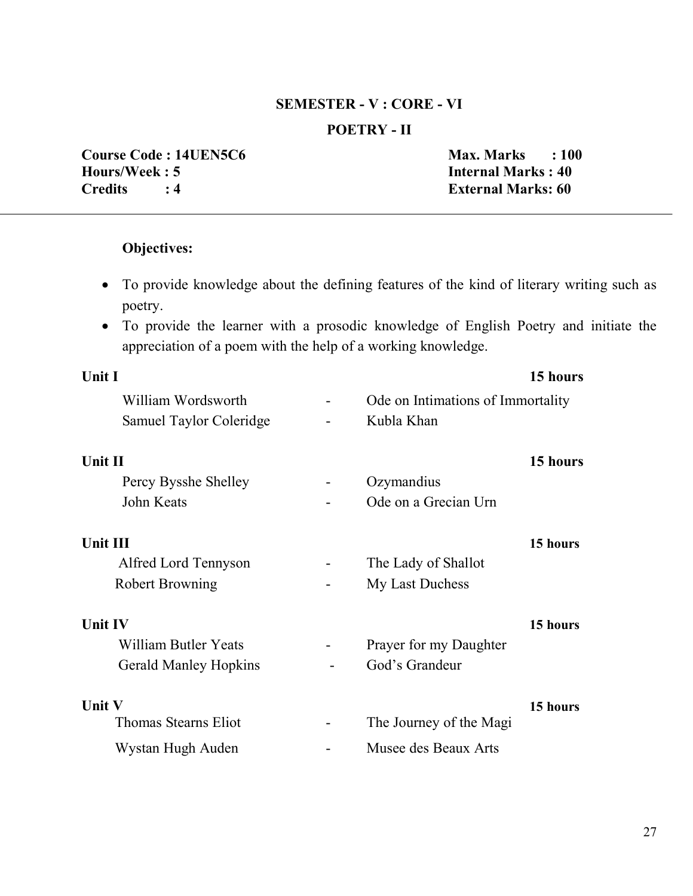**SEMESTER - V : CORE - VI**

**POETRY - II**

| | |
|---|---|
| **Course Code : 14UEN5C6** | **Max. Marks : 100** |
| **Hours/Week : 5** | **Internal Marks : 40** |
| **Credits : 4** | **External Marks: 60** |

---

**Objectives:**

- To provide knowledge about the defining features of the kind of literary writing such as poetry.
- To provide the learner with a prosodic knowledge of English Poetry and initiate the appreciation of a poem with the help of a working knowledge.

**Unit I** **15 hours**

William Wordsworth - Ode on Intimations of Immortality
Samuel Taylor Coleridge - Kubla Khan

**Unit II** **15 hours**

Percy Bysshe Shelley - Ozymandius
John Keats - Ode on a Grecian Urn

**Unit III** **15 hours**

Alfred Lord Tennyson - The Lady of Shallot
Robert Browning - My Last Duchess

**Unit IV** **15 hours**

William Butler Yeats - Prayer for my Daughter
Gerald Manley Hopkins - God's Grandeur

**Unit V** **15 hours**

Thomas Stearns Eliot - The Journey of the Magi
Wystan Hugh Auden - Musee des Beaux Arts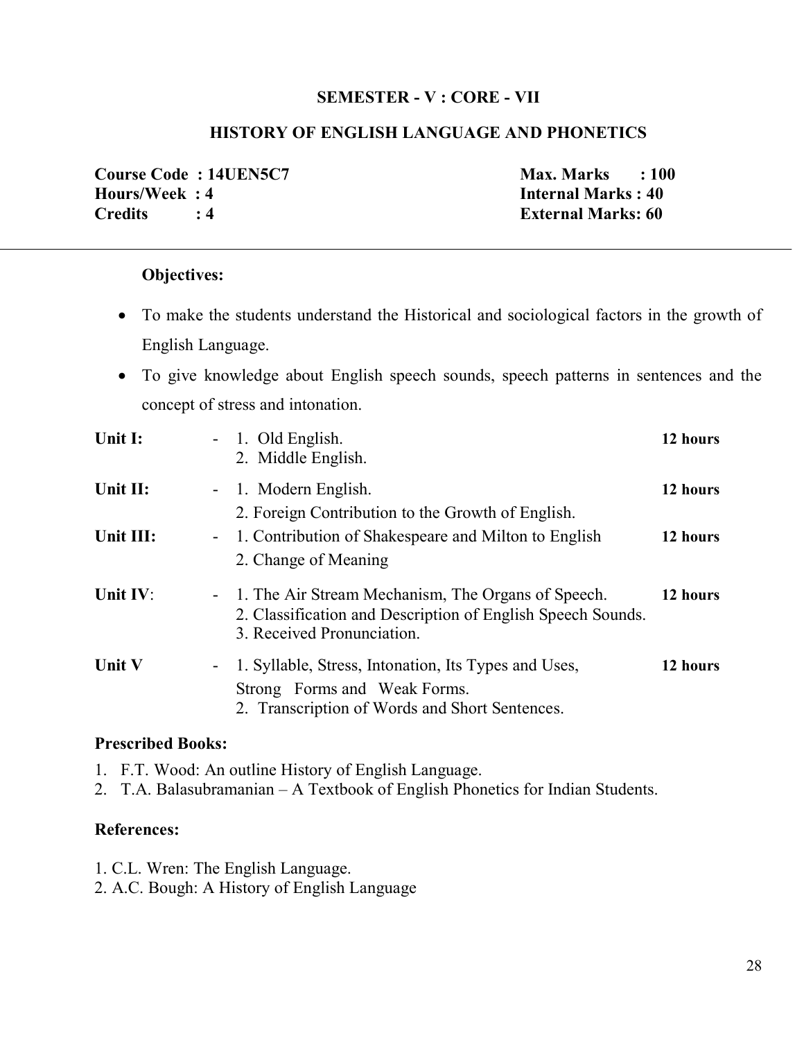**SEMESTER - V : CORE - VII**

**HISTORY OF ENGLISH LANGUAGE AND PHONETICS**

| | |
|---|---|
| **Course Code : 14UEN5C7** | **Max. Marks : 100** |
| **Hours/Week : 4** | **Internal Marks : 40** |
| **Credits : 4** | **External Marks: 60** |

---

**Objectives:**

- To make the students understand the Historical and sociological factors in the growth of English Language.
- To give knowledge about English speech sounds, speech patterns in sentences and the concept of stress and intonation.

| | | | |
|---|---|---|---|
| **Unit I:** | - | 1. Old English.<br>2. Middle English. | **12 hours** |
| **Unit II:** | - | 1. Modern English.<br>2. Foreign Contribution to the Growth of English. | **12 hours** |
| **Unit III:** | - | 1. Contribution of Shakespeare and Milton to English<br>2. Change of Meaning | **12 hours** |
| **Unit IV**: | - | 1. The Air Stream Mechanism, The Organs of Speech.<br>2. Classification and Description of English Speech Sounds.<br>3. Received Pronunciation. | **12 hours** |
| **Unit V** | - | 1. Syllable, Stress, Intonation, Its Types and Uses, Strong Forms and Weak Forms.<br>2. Transcription of Words and Short Sentences. | **12 hours** |

**Prescribed Books:**

1. F.T. Wood: An outline History of English Language.
2. T.A. Balasubramanian – A Textbook of English Phonetics for Indian Students.

**References:**

1. C.L. Wren: The English Language.
2. A.C. Bough: A History of English Language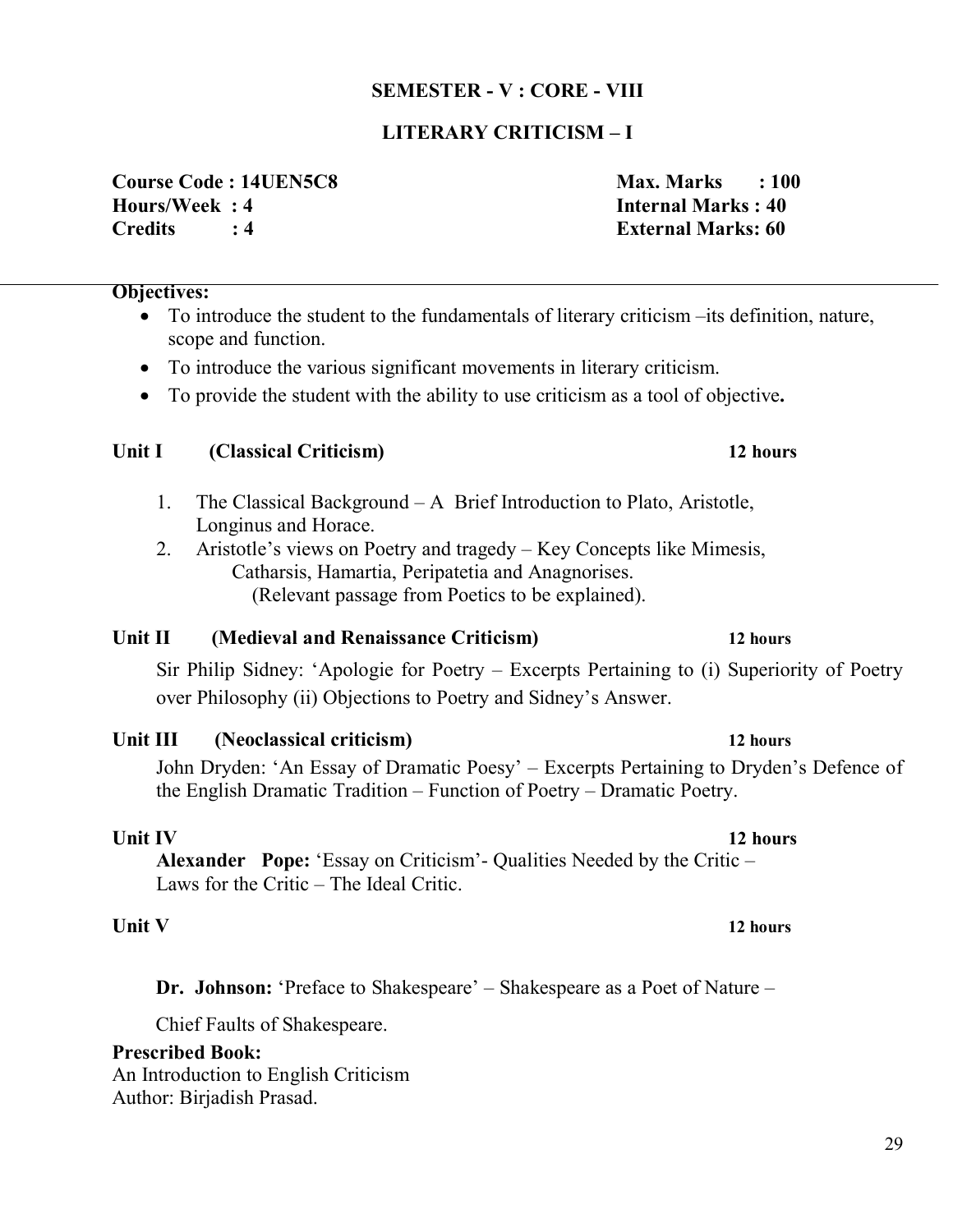**SEMESTER - V : CORE - VIII**

**LITERARY CRITICISM – I**

**Course Code : 14UEN5C8** **Max. Marks : 100**
**Hours/Week : 4** **Internal Marks : 40**
**Credits : 4** **External Marks: 60**

---

**Objectives:**

- To introduce the student to the fundamentals of literary criticism –its definition, nature, scope and function.
- To introduce the various significant movements in literary criticism.
- To provide the student with the ability to use criticism as a tool of objective**.**

**Unit I (Classical Criticism)** **12 hours**

1. The Classical Background – A Brief Introduction to Plato, Aristotle, Longinus and Horace.
2. Aristotle's views on Poetry and tragedy – Key Concepts like Mimesis, Catharsis, Hamartia, Peripatetia and Anagnorises. (Relevant passage from Poetics to be explained).

**Unit II (Medieval and Renaissance Criticism)** **12 hours**

Sir Philip Sidney: 'Apologie for Poetry – Excerpts Pertaining to (i) Superiority of Poetry over Philosophy (ii) Objections to Poetry and Sidney's Answer.

**Unit III (Neoclassical criticism)** **12 hours**

John Dryden: 'An Essay of Dramatic Poesy' – Excerpts Pertaining to Dryden's Defence of the English Dramatic Tradition – Function of Poetry – Dramatic Poetry.

**Unit IV** **12 hours**

**Alexander Pope:** 'Essay on Criticism'- Qualities Needed by the Critic – Laws for the Critic – The Ideal Critic.

**Unit V** **12 hours**

**Dr. Johnson:** 'Preface to Shakespeare' – Shakespeare as a Poet of Nature –

Chief Faults of Shakespeare.

**Prescribed Book:**
An Introduction to English Criticism
Author: Birjadish Prasad.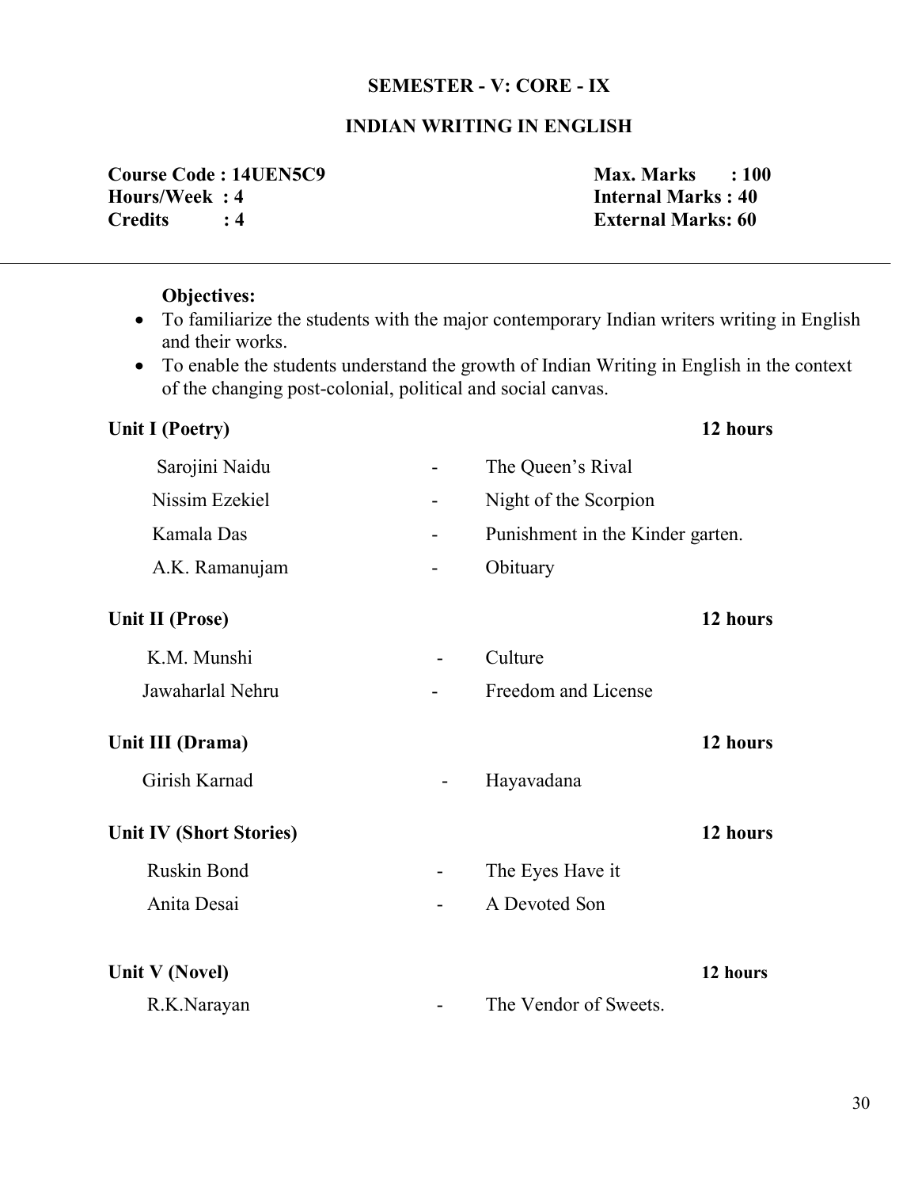## SEMESTER - V: CORE - IX

## INDIAN WRITING IN ENGLISH

**Course Code : 14UEN5C9**
**Hours/Week : 4**
**Credits : 4**

**Max. Marks : 100**
**Internal Marks : 40**
**External Marks: 60**

---

**Objectives:**

- To familiarize the students with the major contemporary Indian writers writing in English and their works.
- To enable the students understand the growth of Indian Writing in English in the context of the changing post-colonial, political and social canvas.

**Unit I (Poetry)** **12 hours**

| | | |
|---|---|---|
| Sarojini Naidu | - | The Queen's Rival |
| Nissim Ezekiel | - | Night of the Scorpion |
| Kamala Das | - | Punishment in the Kinder garten. |
| A.K. Ramanujam | - | Obituary |

**Unit II (Prose)** **12 hours**

| | | |
|---|---|---|
| K.M. Munshi | - | Culture |
| Jawaharlal Nehru | - | Freedom and License |

**Unit III (Drama)** **12 hours**

| | | |
|---|---|---|
| Girish Karnad | - | Hayavadana |

**Unit IV (Short Stories)** **12 hours**

| | | |
|---|---|---|
| Ruskin Bond | - | The Eyes Have it |
| Anita Desai | - | A Devoted Son |

**Unit V (Novel)** **12 hours**

| | | |
|---|---|---|
| R.K.Narayan | - | The Vendor of Sweets. |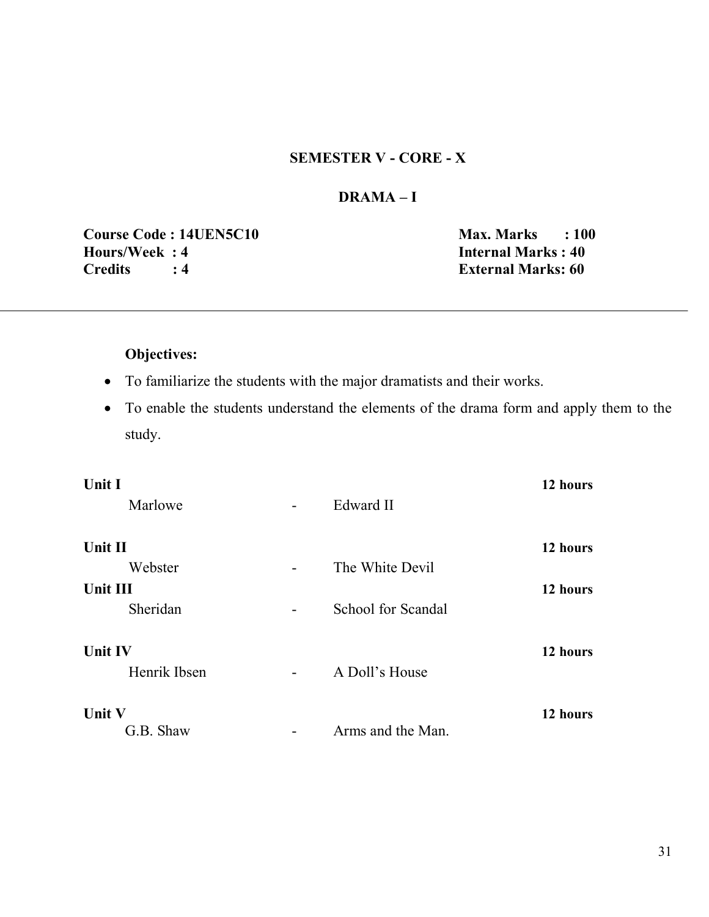## SEMESTER V - CORE - X

## DRAMA – I

**Course Code : 14UEN5C10**
**Hours/Week : 4**
**Credits : 4**

**Max. Marks : 100**
**Internal Marks : 40**
**External Marks: 60**

---

**Objectives:**

- To familiarize the students with the major dramatists and their works.
- To enable the students understand the elements of the drama form and apply them to the study.

**Unit I** **12 hours**

Marlowe - Edward II

**Unit II** **12 hours**

Webster - The White Devil

**Unit III** **12 hours**

Sheridan - School for Scandal

**Unit IV** **12 hours**

Henrik Ibsen - A Doll's House

**Unit V** **12 hours**

G.B. Shaw - Arms and the Man.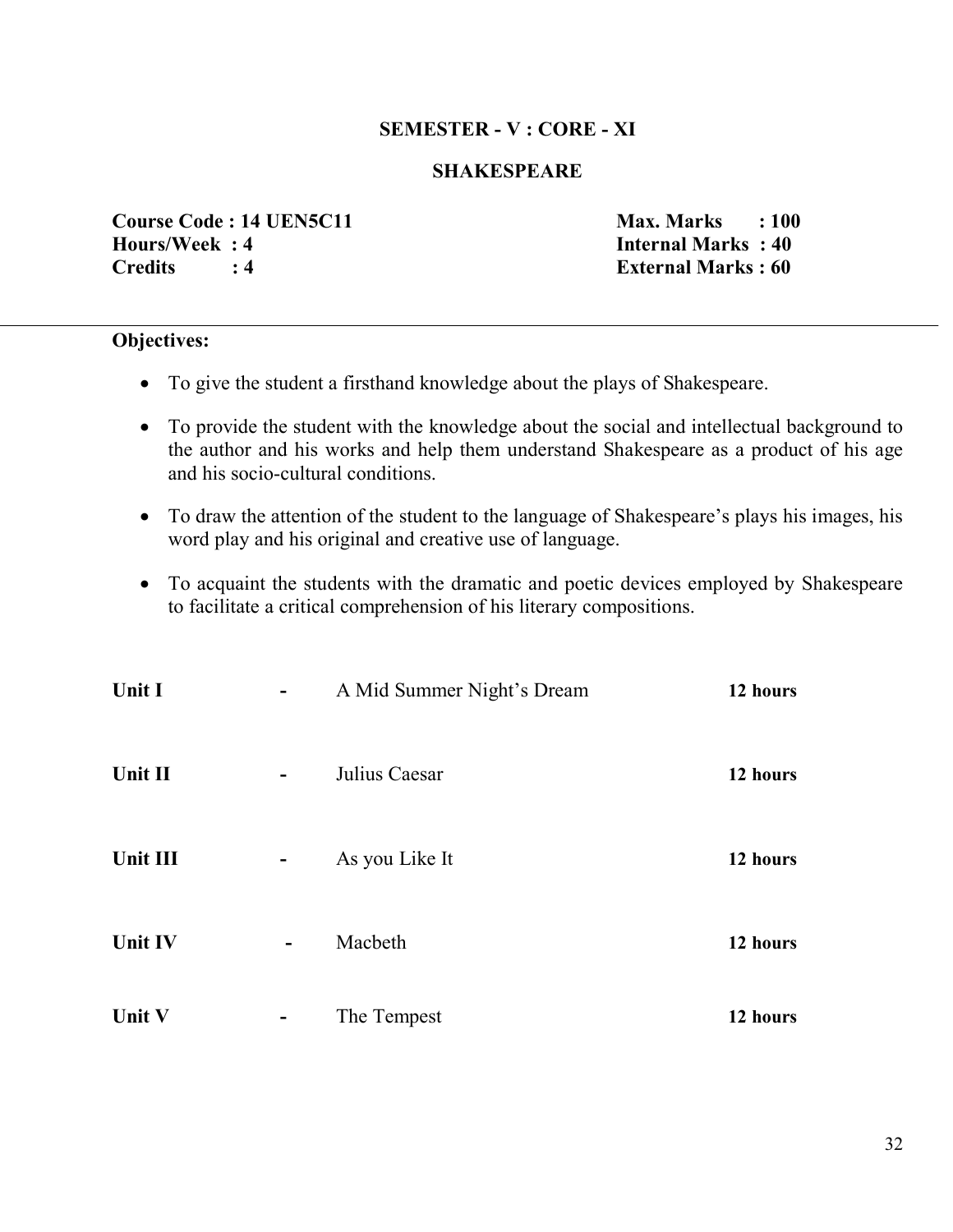## SEMESTER - V : CORE - XI

## SHAKESPEARE

| | |
|---|---|
| **Course Code : 14 UEN5C11** | **Max. Marks : 100** |
| **Hours/Week : 4** | **Internal Marks : 40** |
| **Credits : 4** | **External Marks : 60** |

**Objectives:**

- To give the student a firsthand knowledge about the plays of Shakespeare.
- To provide the student with the knowledge about the social and intellectual background to the author and his works and help them understand Shakespeare as a product of his age and his socio-cultural conditions.
- To draw the attention of the student to the language of Shakespeare's plays his images, his word play and his original and creative use of language.
- To acquaint the students with the dramatic and poetic devices employed by Shakespeare to facilitate a critical comprehension of his literary compositions.

| | | | |
|---|---|---|---|
| **Unit I** | - | A Mid Summer Night's Dream | **12 hours** |
| **Unit II** | - | Julius Caesar | **12 hours** |
| **Unit III** | - | As you Like It | **12 hours** |
| **Unit IV** | - | Macbeth | **12 hours** |
| **Unit V** | - | The Tempest | **12 hours** |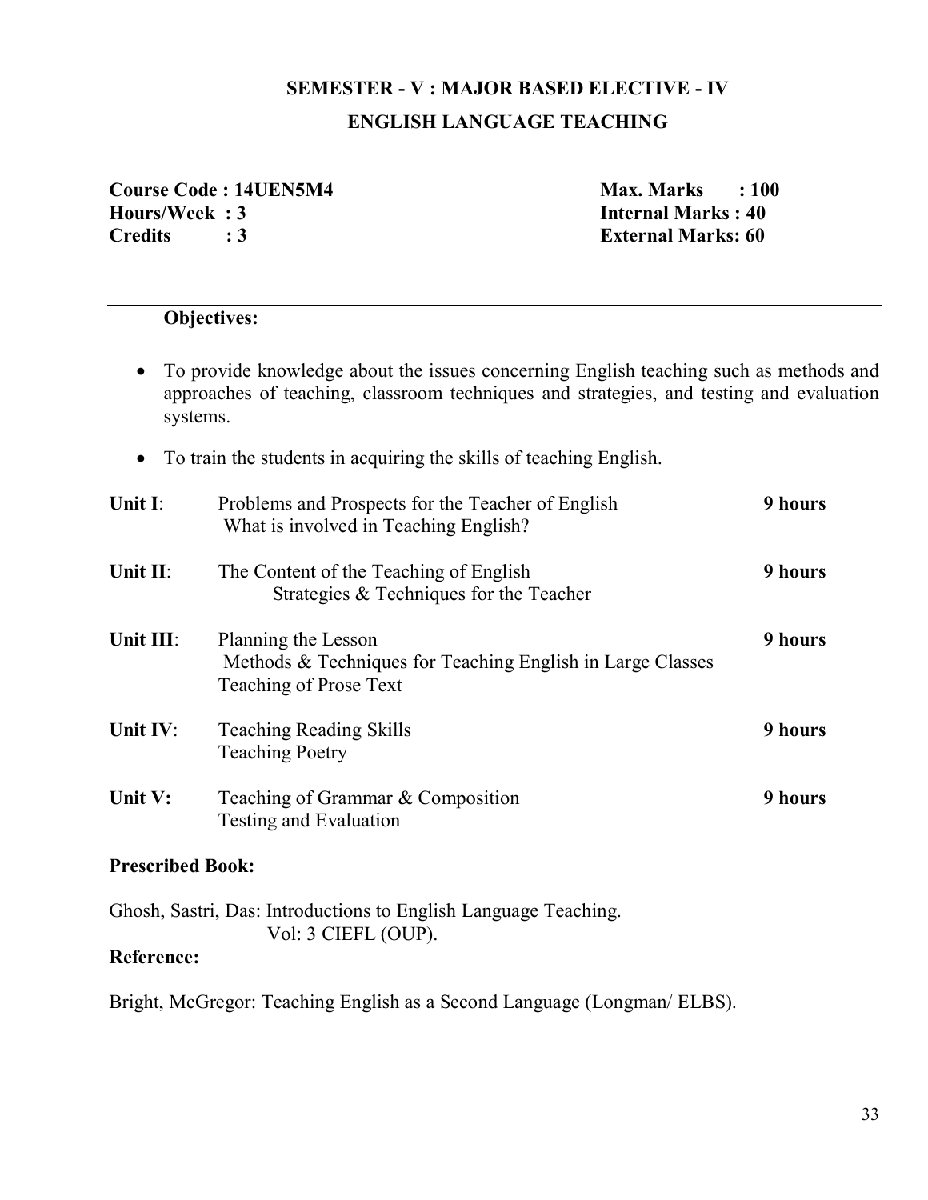## SEMESTER - V : MAJOR BASED ELECTIVE - IV

## ENGLISH LANGUAGE TEACHING

| | |
|---|---|
| **Course Code : 14UEN5M4** | **Max. Marks : 100** |
| **Hours/Week : 3** | **Internal Marks : 40** |
| **Credits : 3** | **External Marks: 60** |

---

**Objectives:**

- To provide knowledge about the issues concerning English teaching such as methods and approaches of teaching, classroom techniques and strategies, and testing and evaluation systems.
- To train the students in acquiring the skills of teaching English.

| | | |
|---|---|---|
| **Unit I**: | Problems and Prospects for the Teacher of English<br>What is involved in Teaching English? | **9 hours** |
| **Unit II**: | The Content of the Teaching of English<br>Strategies & Techniques for the Teacher | **9 hours** |
| **Unit III**: | Planning the Lesson<br>Methods & Techniques for Teaching English in Large Classes<br>Teaching of Prose Text | **9 hours** |
| **Unit IV**: | Teaching Reading Skills<br>Teaching Poetry | **9 hours** |
| **Unit V:** | Teaching of Grammar & Composition<br>Testing and Evaluation | **9 hours** |

**Prescribed Book:**

Ghosh, Sastri, Das: Introductions to English Language Teaching.
Vol: 3 CIEFL (OUP).

**Reference:**

Bright, McGregor: Teaching English as a Second Language (Longman/ ELBS).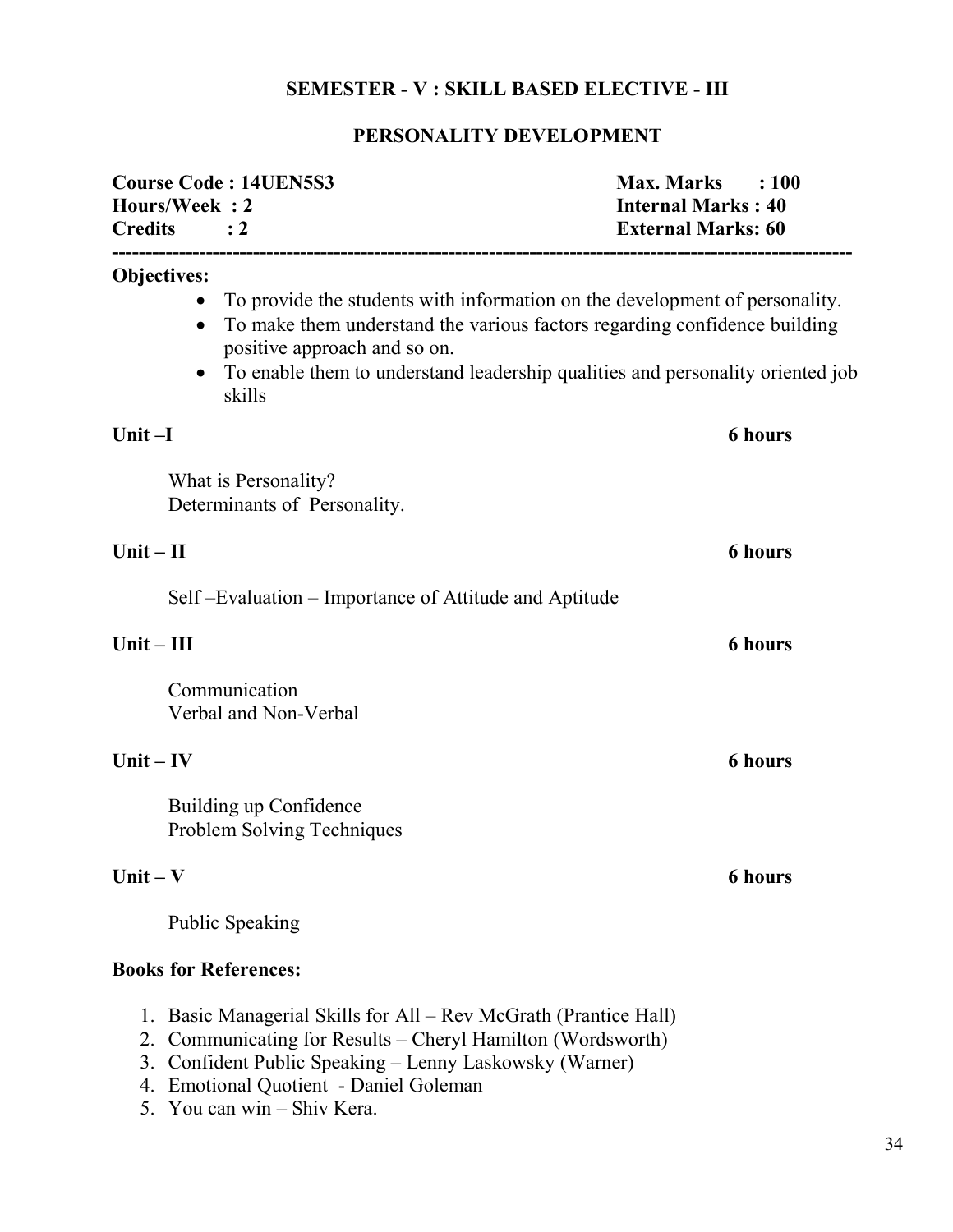## SEMESTER - V : SKILL BASED ELECTIVE - III

## PERSONALITY DEVELOPMENT

| | |
|---|---|
| **Course Code : 14UEN5S3** | **Max. Marks : 100** |
| **Hours/Week : 2** | **Internal Marks : 40** |
| **Credits : 2** | **External Marks: 60** |

---

**Objectives:**

- To provide the students with information on the development of personality.
- To make them understand the various factors regarding confidence building positive approach and so on.
- To enable them to understand leadership qualities and personality oriented job skills

**Unit –I** **6 hours**

What is Personality?
Determinants of Personality.

**Unit – II** **6 hours**

Self –Evaluation – Importance of Attitude and Aptitude

**Unit – III** **6 hours**

Communication
Verbal and Non-Verbal

**Unit – IV** **6 hours**

Building up Confidence
Problem Solving Techniques

**Unit – V** **6 hours**

Public Speaking

**Books for References:**

1. Basic Managerial Skills for All – Rev McGrath (Prantice Hall)
2. Communicating for Results – Cheryl Hamilton (Wordsworth)
3. Confident Public Speaking – Lenny Laskowsky (Warner)
4. Emotional Quotient - Daniel Goleman
5. You can win – Shiv Kera.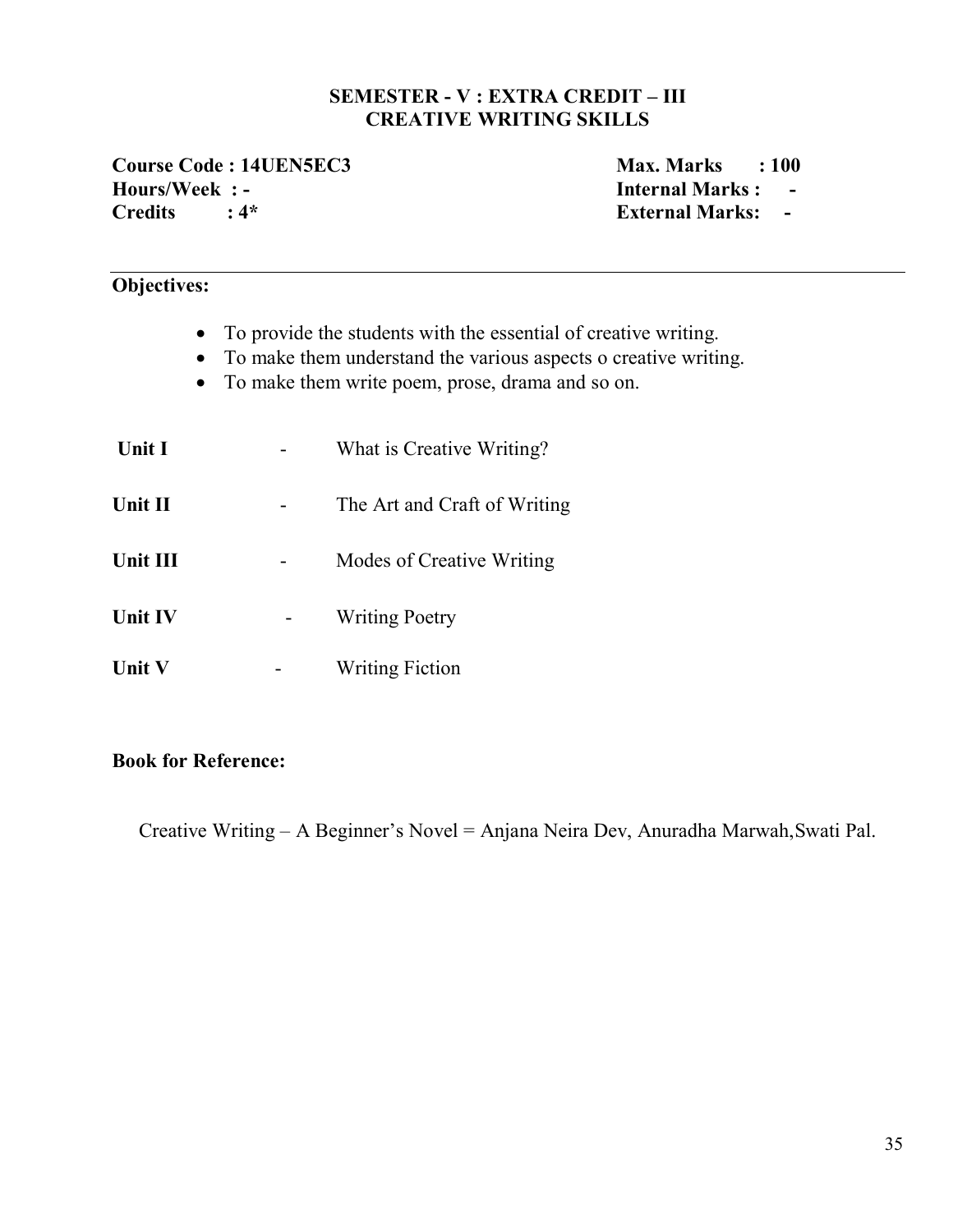## SEMESTER - V : EXTRA CREDIT – III
## CREATIVE WRITING SKILLS

| | |
|---|---|
| **Course Code : 14UEN5EC3** | **Max. Marks : 100** |
| **Hours/Week : -** | **Internal Marks : -** |
| **Credits : 4*** | **External Marks: -** |

**Objectives:**

- To provide the students with the essential of creative writing.
- To make them understand the various aspects o creative writing.
- To make them write poem, prose, drama and so on.

| | | |
|---|---|---|
| **Unit I** | - | What is Creative Writing? |
| **Unit II** | - | The Art and Craft of Writing |
| **Unit III** | - | Modes of Creative Writing |
| **Unit IV** | - | Writing Poetry |
| **Unit V** | - | Writing Fiction |

**Book for Reference:**

Creative Writing – A Beginner's Novel = Anjana Neira Dev, Anuradha Marwah,Swati Pal.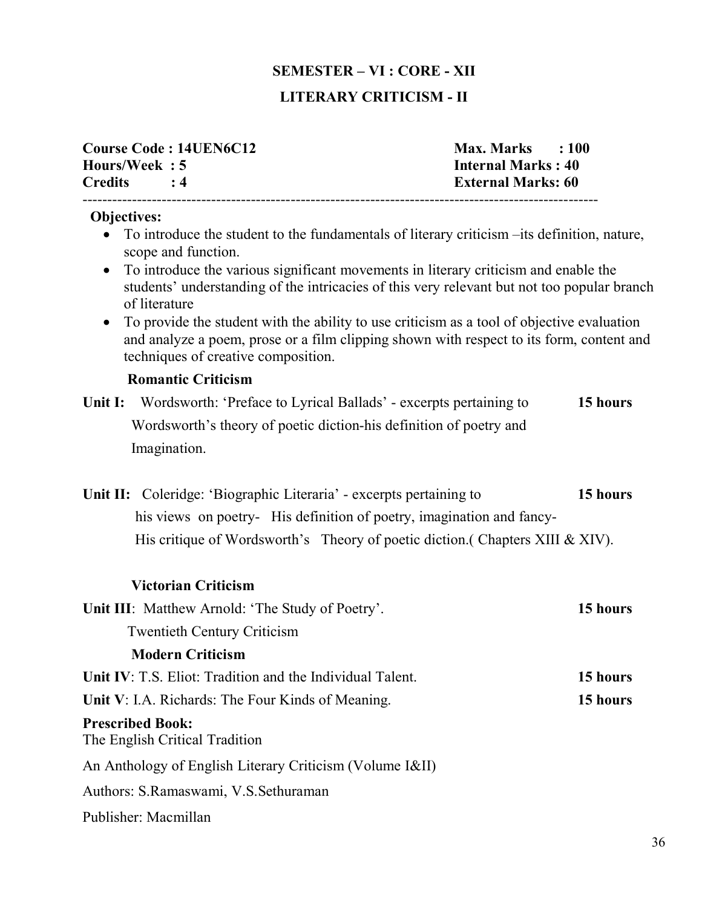## SEMESTER – VI : CORE - XII

## LITERARY CRITICISM - II

| | |
|---|---|
| **Course Code : 14UEN6C12** | **Max. Marks : 100** |
| **Hours/Week : 5** | **Internal Marks : 40** |
| **Credits : 4** | **External Marks: 60** |

---

**Objectives:**

- To introduce the student to the fundamentals of literary criticism –its definition, nature, scope and function.
- To introduce the various significant movements in literary criticism and enable the students' understanding of the intricacies of this very relevant but not too popular branch of literature
- To provide the student with the ability to use criticism as a tool of objective evaluation and analyze a poem, prose or a film clipping shown with respect to its form, content and techniques of creative composition.

**Romantic Criticism**

**Unit I:** Wordsworth: 'Preface to Lyrical Ballads' - excerpts pertaining to Wordsworth's theory of poetic diction-his definition of poetry and Imagination. **15 hours**

**Unit II:** Coleridge: 'Biographic Literaria' - excerpts pertaining to his views on poetry- His definition of poetry, imagination and fancy- His critique of Wordsworth's Theory of poetic diction.( Chapters XIII & XIV). **15 hours**

**Victorian Criticism**

**Unit III**: Matthew Arnold: 'The Study of Poetry'. **15 hours**

Twentieth Century Criticism

**Modern Criticism**

**Unit IV**: T.S. Eliot: Tradition and the Individual Talent. **15 hours**

**Unit V**: I.A. Richards: The Four Kinds of Meaning. **15 hours**

**Prescribed Book:**

The English Critical Tradition

An Anthology of English Literary Criticism (Volume I&II)

Authors: S.Ramaswami, V.S.Sethuraman

Publisher: Macmillan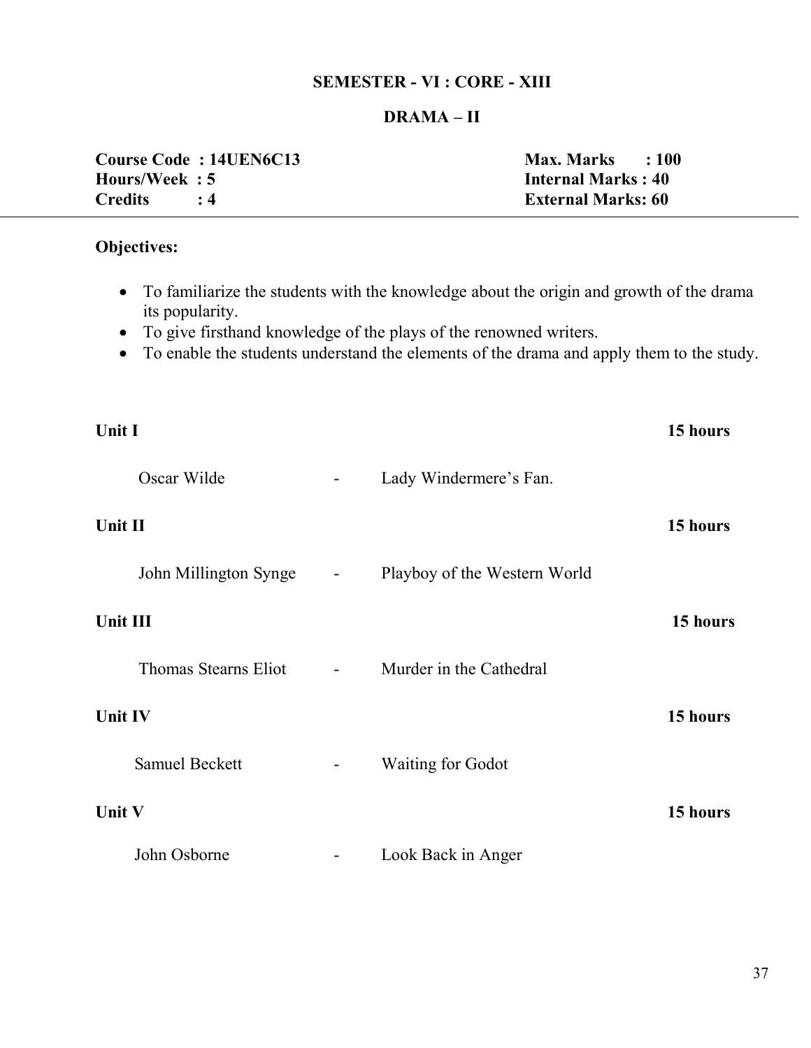**SEMESTER - VI : CORE - XIII**

**DRAMA – II**

| | |
|---|---|
| **Course Code : 14UEN6C13** | **Max. Marks : 100** |
| **Hours/Week : 5** | **Internal Marks : 40** |
| **Credits : 4** | **External Marks: 60** |

**Objectives:**

- To familiarize the students with the knowledge about the origin and growth of the drama its popularity.
- To give firsthand knowledge of the plays of the renowned writers.
- To enable the students understand the elements of the drama and apply them to the study.

**Unit I** **15 hours**

Oscar Wilde - Lady Windermere's Fan.

**Unit II** **15 hours**

John Millington Synge - Playboy of the Western World

**Unit III** **15 hours**

Thomas Stearns Eliot - Murder in the Cathedral

**Unit IV** **15 hours**

Samuel Beckett - Waiting for Godot

**Unit V** **15 hours**

John Osborne - Look Back in Anger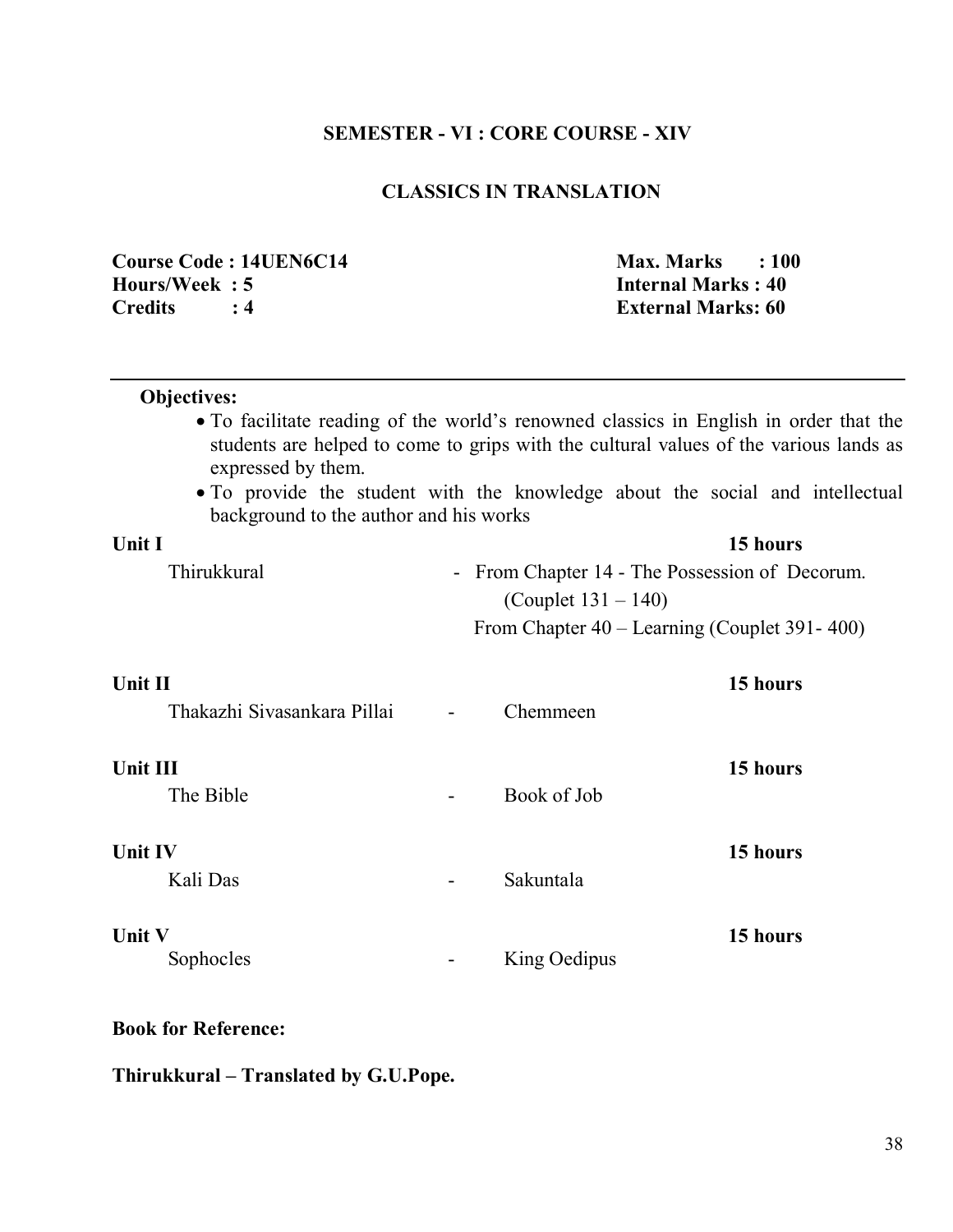## SEMESTER - VI : CORE COURSE - XIV

## CLASSICS IN TRANSLATION

| | |
|---|---|
| **Course Code : 14UEN6C14** | **Max. Marks : 100** |
| **Hours/Week : 5** | **Internal Marks : 40** |
| **Credits : 4** | **External Marks: 60** |

---

**Objectives:**

- To facilitate reading of the world's renowned classics in English in order that the students are helped to come to grips with the cultural values of the various lands as expressed by them.
- To provide the student with the knowledge about the social and intellectual background to the author and his works

**Unit I** **15 hours**

Thirukkural - From Chapter 14 - The Possession of Decorum. (Couplet 131 – 140)
From Chapter 40 – Learning (Couplet 391- 400)

**Unit II** **15 hours**

Thakazhi Sivasankara Pillai - Chemmeen

**Unit III** **15 hours**

The Bible - Book of Job

**Unit IV** **15 hours**

Kali Das - Sakuntala

**Unit V** **15 hours**

Sophocles - King Oedipus

**Book for Reference:**

**Thirukkural – Translated by G.U.Pope.**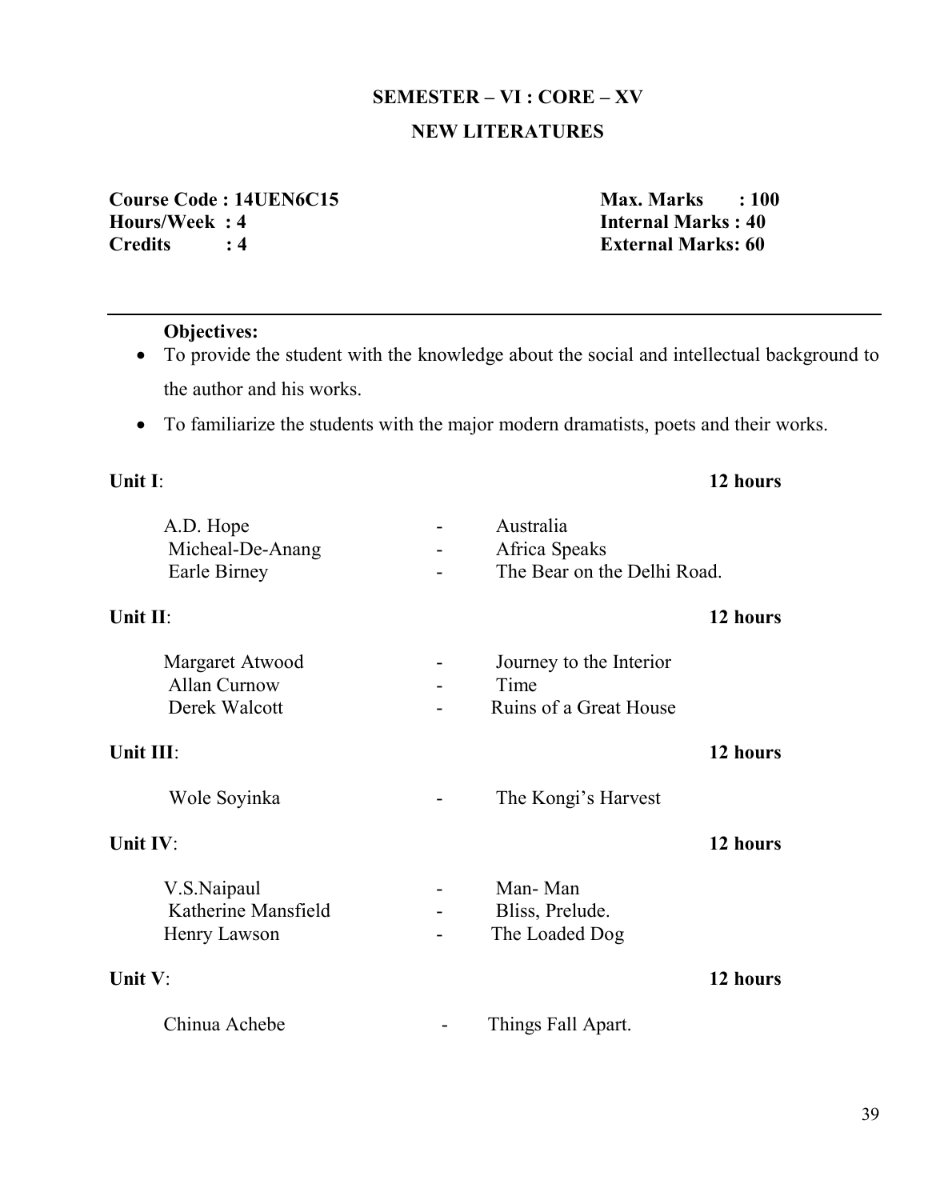## SEMESTER – VI : CORE – XV

## NEW LITERATURES

**Course Code : 14UEN6C15**
**Hours/Week : 4**
**Credits : 4**

**Max. Marks : 100**
**Internal Marks : 40**
**External Marks: 60**

---

**Objectives:**

- To provide the student with the knowledge about the social and intellectual background to the author and his works.
- To familiarize the students with the major modern dramatists, poets and their works.

**Unit I**: **12 hours**

| | | |
|---|---|---|
| A.D. Hope | - | Australia |
| Micheal-De-Anang | - | Africa Speaks |
| Earle Birney | - | The Bear on the Delhi Road. |

**Unit II**: **12 hours**

| | | |
|---|---|---|
| Margaret Atwood | - | Journey to the Interior |
| Allan Curnow | - | Time |
| Derek Walcott | - | Ruins of a Great House |

**Unit III**: **12 hours**

| | | |
|---|---|---|
| Wole Soyinka | - | The Kongi's Harvest |

**Unit IV**: **12 hours**

| | | |
|---|---|---|
| V.S.Naipaul | - | Man- Man |
| Katherine Mansfield | - | Bliss, Prelude. |
| Henry Lawson | - | The Loaded Dog |

**Unit V**: **12 hours**

| | | |
|---|---|---|
| Chinua Achebe | - | Things Fall Apart. |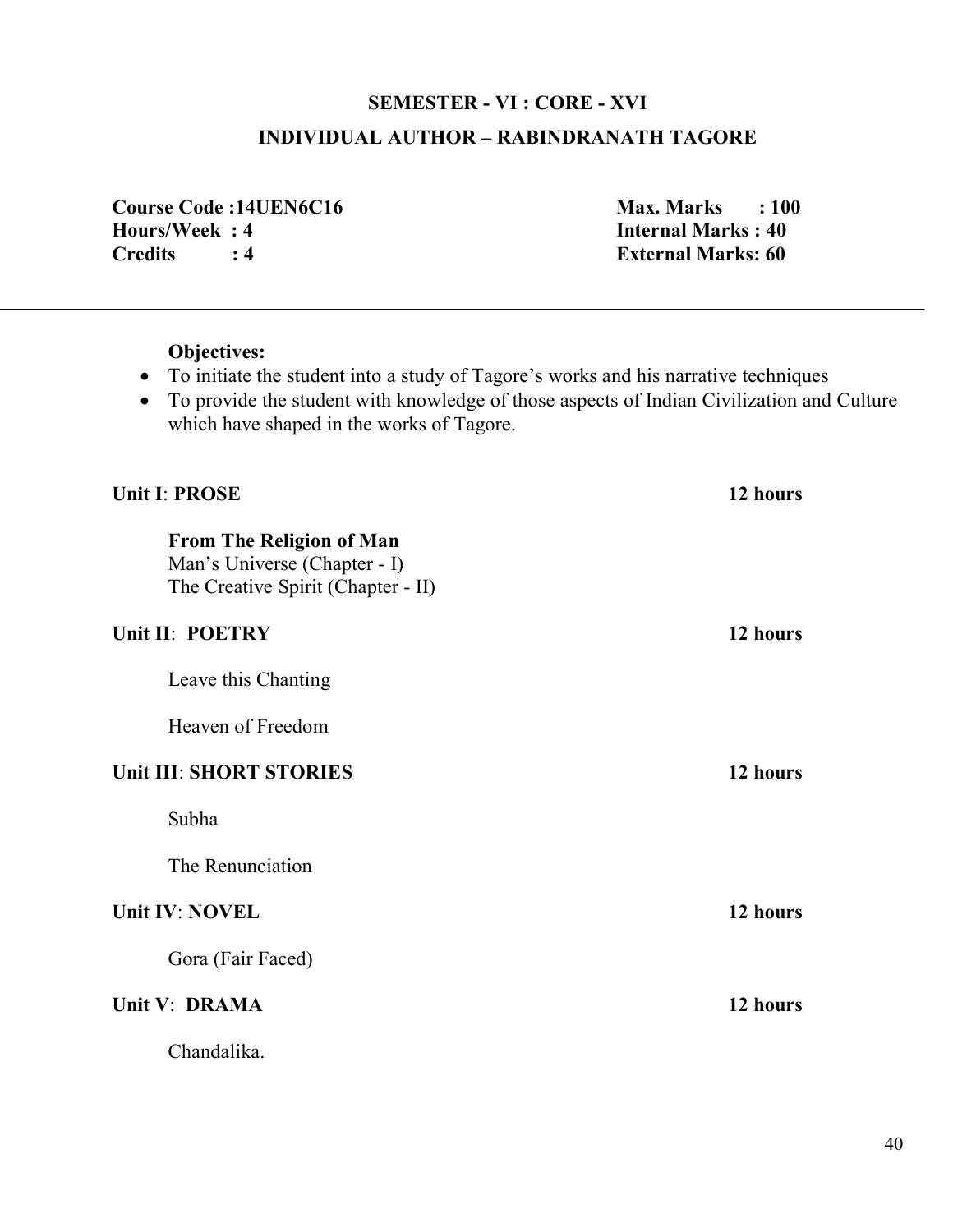## SEMESTER - VI : CORE - XVI

## INDIVIDUAL AUTHOR – RABINDRANATH TAGORE

| | |
|---|---|
| **Course Code :14UEN6C16** | **Max. Marks : 100** |
| **Hours/Week : 4** | **Internal Marks : 40** |
| **Credits : 4** | **External Marks: 60** |

**Objectives:**

- To initiate the student into a study of Tagore's works and his narrative techniques
- To provide the student with knowledge of those aspects of Indian Civilization and Culture which have shaped in the works of Tagore.

**Unit I**: **PROSE** **12 hours**

**From The Religion of Man**
Man's Universe (Chapter - I)
The Creative Spirit (Chapter - II)

**Unit II**: **POETRY** **12 hours**

Leave this Chanting

Heaven of Freedom

**Unit III**: **SHORT STORIES** **12 hours**

Subha

The Renunciation

**Unit IV**: **NOVEL** **12 hours**

Gora (Fair Faced)

**Unit V**: **DRAMA** **12 hours**

Chandalika.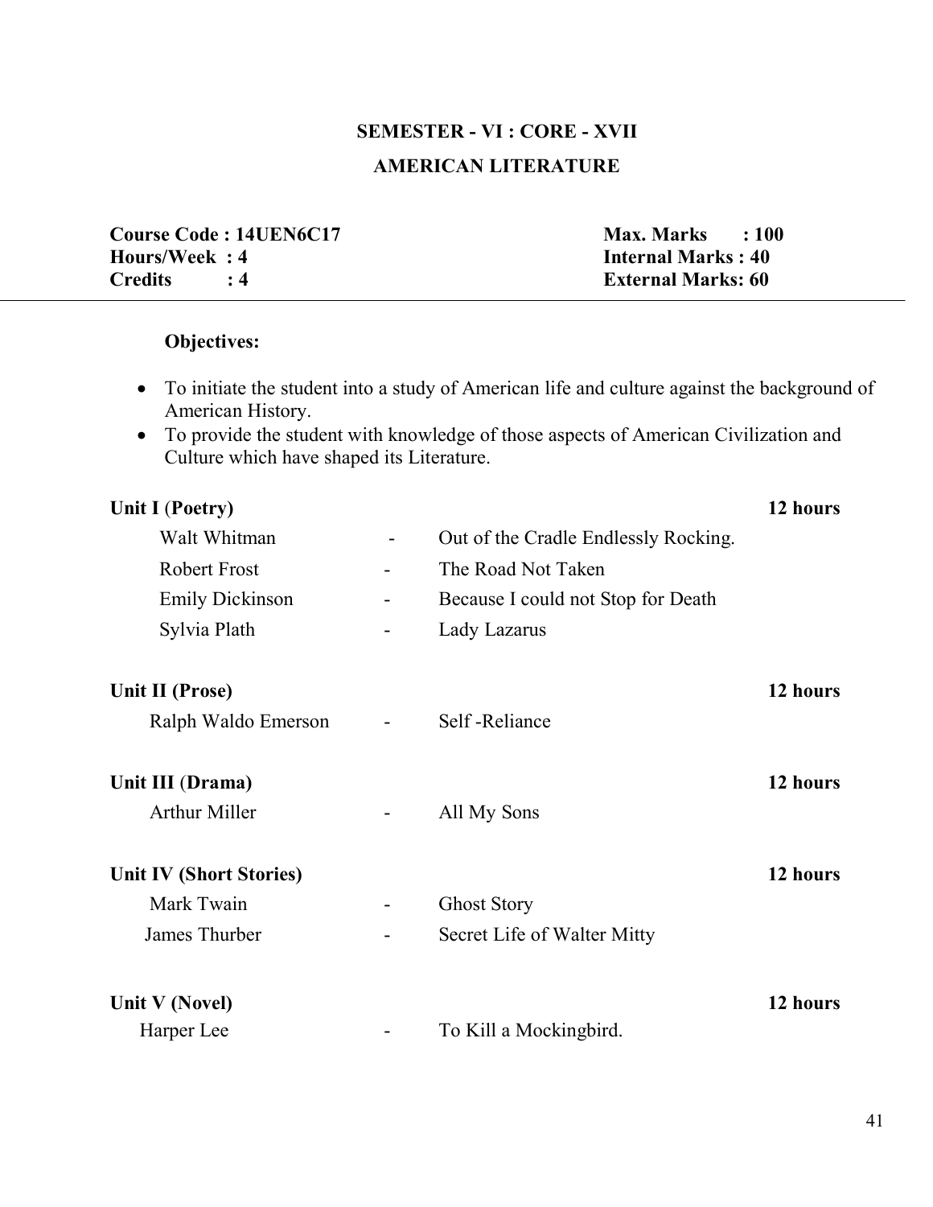## SEMESTER - VI : CORE - XVII

## AMERICAN LITERATURE

| | |
|---|---|
| **Course Code : 14UEN6C17** | **Max. Marks : 100** |
| **Hours/Week : 4** | **Internal Marks : 40** |
| **Credits : 4** | **External Marks: 60** |

**Objectives:**

- To initiate the student into a study of American life and culture against the background of American History.
- To provide the student with knowledge of those aspects of American Civilization and Culture which have shaped its Literature.

**Unit I (Poetry)** **12 hours**

| | | |
|---|---|---|
| Walt Whitman | - | Out of the Cradle Endlessly Rocking. |
| Robert Frost | - | The Road Not Taken |
| Emily Dickinson | - | Because I could not Stop for Death |
| Sylvia Plath | - | Lady Lazarus |

**Unit II (Prose)** **12 hours**

| | | |
|---|---|---|
| Ralph Waldo Emerson | - | Self -Reliance |

**Unit III (Drama)** **12 hours**

| | | |
|---|---|---|
| Arthur Miller | - | All My Sons |

**Unit IV (Short Stories)** **12 hours**

| | | |
|---|---|---|
| Mark Twain | - | Ghost Story |
| James Thurber | - | Secret Life of Walter Mitty |

**Unit V (Novel)** **12 hours**

| | | |
|---|---|---|
| Harper Lee | - | To Kill a Mockingbird. |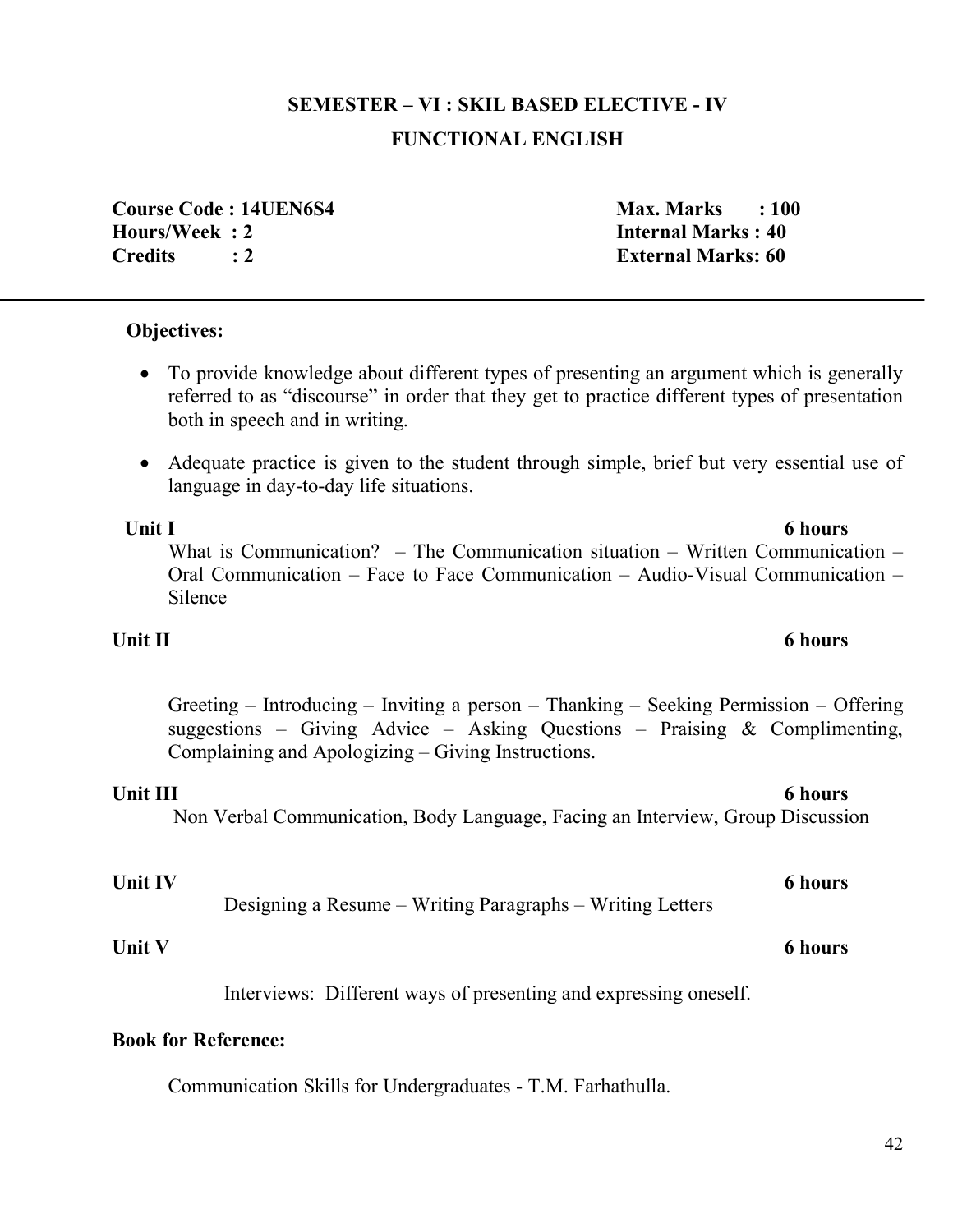## SEMESTER – VI : SKIL BASED ELECTIVE - IV

## FUNCTIONAL ENGLISH

**Course Code : 14UEN6S4**
**Hours/Week : 2**
**Credits : 2**

**Max. Marks : 100**
**Internal Marks : 40**
**External Marks: 60**

---

**Objectives:**

- To provide knowledge about different types of presenting an argument which is generally referred to as "discourse" in order that they get to practice different types of presentation both in speech and in writing.
- Adequate practice is given to the student through simple, brief but very essential use of language in day-to-day life situations.

**Unit I** **6 hours**

What is Communication? – The Communication situation – Written Communication – Oral Communication – Face to Face Communication – Audio-Visual Communication – Silence

**Unit II** **6 hours**

Greeting – Introducing – Inviting a person – Thanking – Seeking Permission – Offering suggestions – Giving Advice – Asking Questions – Praising & Complimenting, Complaining and Apologizing – Giving Instructions.

**Unit III** **6 hours**

Non Verbal Communication, Body Language, Facing an Interview, Group Discussion

**Unit IV** **6 hours**

Designing a Resume – Writing Paragraphs – Writing Letters

**Unit V** **6 hours**

Interviews: Different ways of presenting and expressing oneself.

**Book for Reference:**

Communication Skills for Undergraduates - T.M. Farhathulla.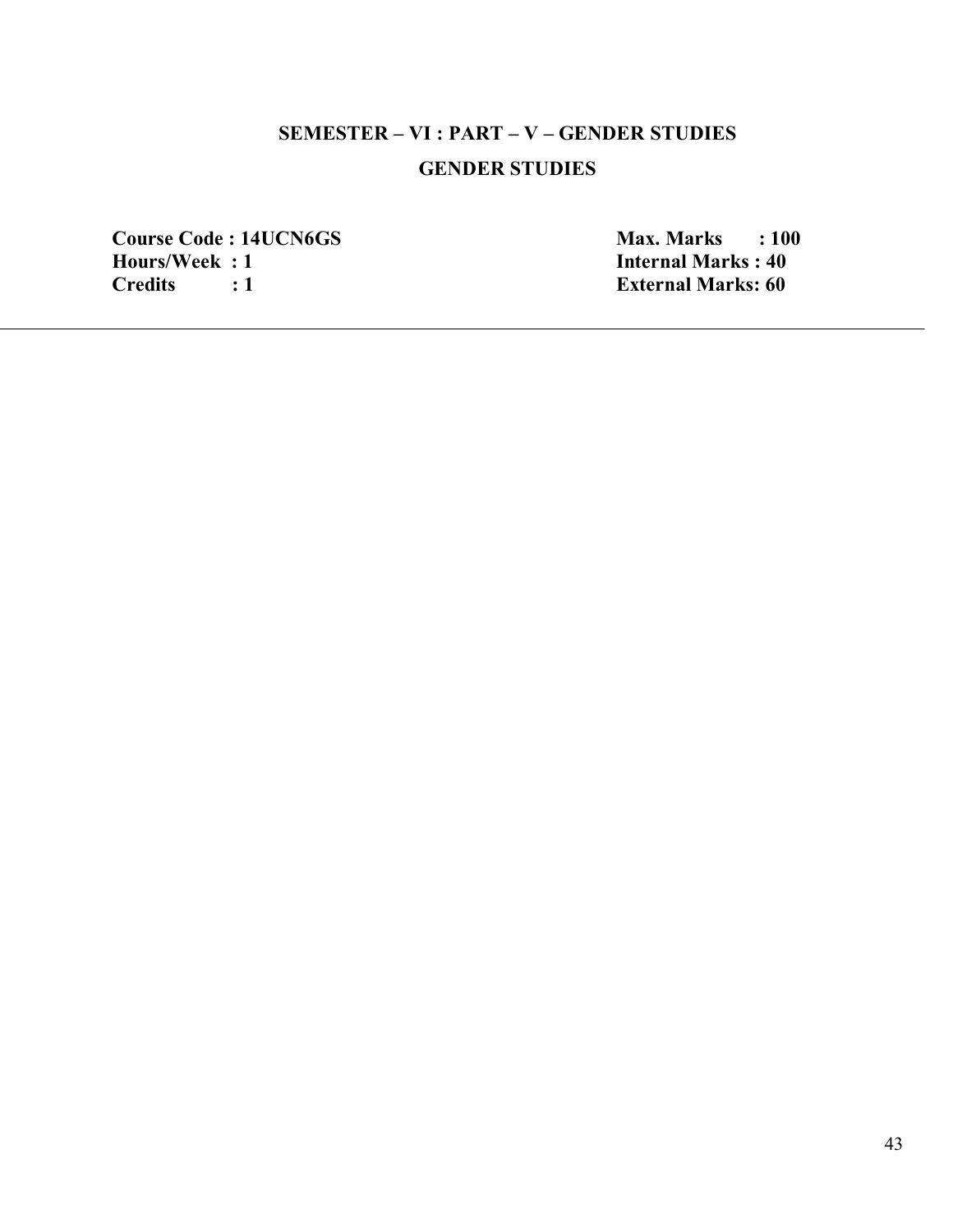## SEMESTER – VI : PART – V – GENDER STUDIES

## GENDER STUDIES

| | |
|---|---|
| **Course Code : 14UCN6GS** | **Max. Marks : 100** |
| **Hours/Week : 1** | **Internal Marks : 40** |
| **Credits : 1** | **External Marks: 60** |

---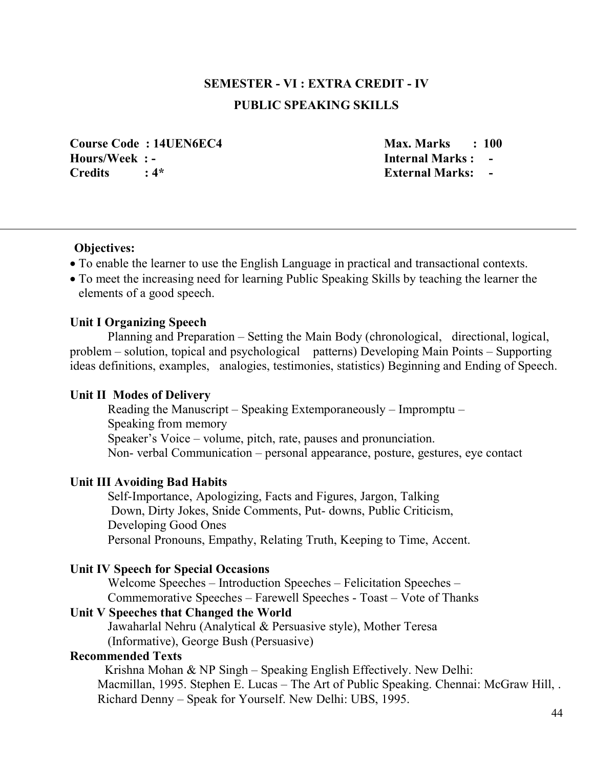## SEMESTER - VI : EXTRA CREDIT - IV

## PUBLIC SPEAKING SKILLS

| | |
|---|---|
| **Course Code : 14UEN6EC4** | **Max. Marks : 100** |
| **Hours/Week : -** | **Internal Marks : -** |
| **Credits : 4*** | **External Marks: -** |

---

**Objectives:**

- To enable the learner to use the English Language in practical and transactional contexts.
- To meet the increasing need for learning Public Speaking Skills by teaching the learner the elements of a good speech.

**Unit I Organizing Speech**

Planning and Preparation – Setting the Main Body (chronological, directional, logical, problem – solution, topical and psychological patterns) Developing Main Points – Supporting ideas definitions, examples, analogies, testimonies, statistics) Beginning and Ending of Speech.

**Unit II Modes of Delivery**

Reading the Manuscript – Speaking Extemporaneously – Impromptu – Speaking from memory

Speaker's Voice – volume, pitch, rate, pauses and pronunciation.

Non- verbal Communication – personal appearance, posture, gestures, eye contact

**Unit III Avoiding Bad Habits**

Self-Importance, Apologizing, Facts and Figures, Jargon, Talking Down, Dirty Jokes, Snide Comments, Put- downs, Public Criticism,

Developing Good Ones

Personal Pronouns, Empathy, Relating Truth, Keeping to Time, Accent.

**Unit IV Speech for Special Occasions**

Welcome Speeches – Introduction Speeches – Felicitation Speeches – Commemorative Speeches – Farewell Speeches - Toast – Vote of Thanks

**Unit V Speeches that Changed the World**

Jawaharlal Nehru (Analytical & Persuasive style), Mother Teresa (Informative), George Bush (Persuasive)

**Recommended Texts**

Krishna Mohan & NP Singh – Speaking English Effectively. New Delhi: Macmillan, 1995. Stephen E. Lucas – The Art of Public Speaking. Chennai: McGraw Hill, . Richard Denny – Speak for Yourself. New Delhi: UBS, 1995.